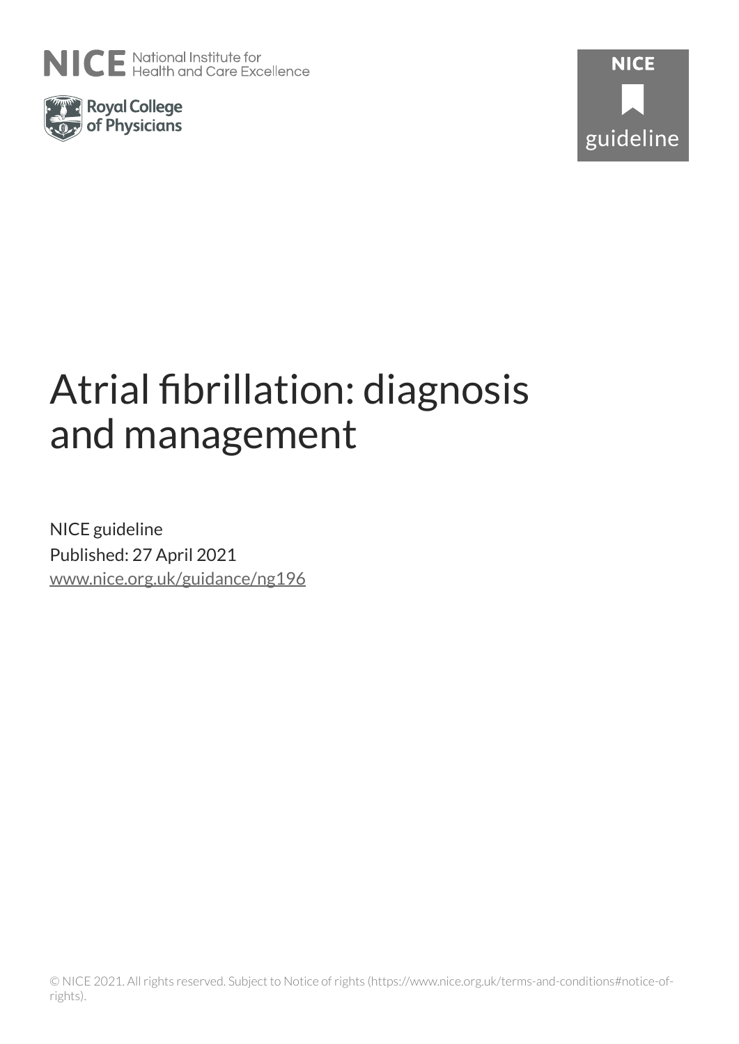# Atrial fibrillation: diagnosis and management

NICE guideline

Published: 27 April 2021

www.nice.org.uk/guidance/ng196

© NICE 2021. All rights reserved. Subject to Notice of rights (https://www.nice.org.uk/terms-and-conditions#notice-of-rights).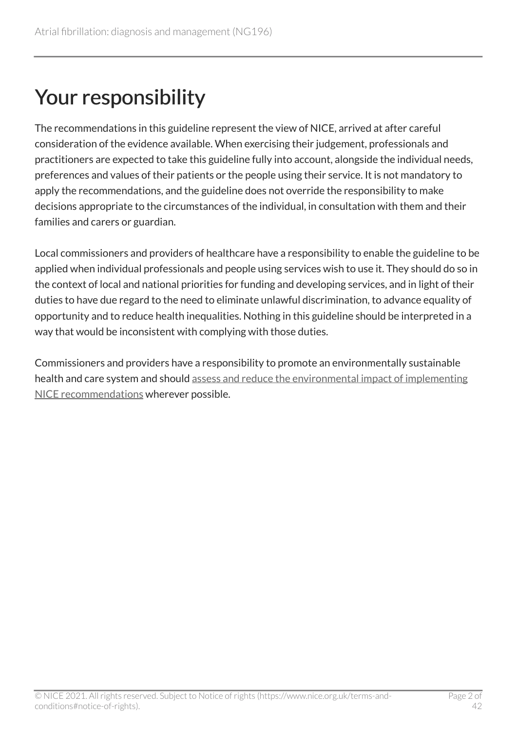# Your responsibility

The recommendations in this guideline represent the view of NICE, arrived at after careful consideration of the evidence available. When exercising their judgement, professionals and practitioners are expected to take this guideline fully into account, alongside the individual needs, preferences and values of their patients or the people using their service. It is not mandatory to apply the recommendations, and the guideline does not override the responsibility to make decisions appropriate to the circumstances of the individual, in consultation with them and their families and carers or guardian.

Local commissioners and providers of healthcare have a responsibility to enable the guideline to be applied when individual professionals and people using services wish to use it. They should do so in the context of local and national priorities for funding and developing services, and in light of their duties to have due regard to the need to eliminate unlawful discrimination, to advance equality of opportunity and to reduce health inequalities. Nothing in this guideline should be interpreted in a way that would be inconsistent with complying with those duties.

Commissioners and providers have a responsibility to promote an environmentally sustainable health and care system and should assess and reduce the environmental impact of implementing NICE recommendations wherever possible.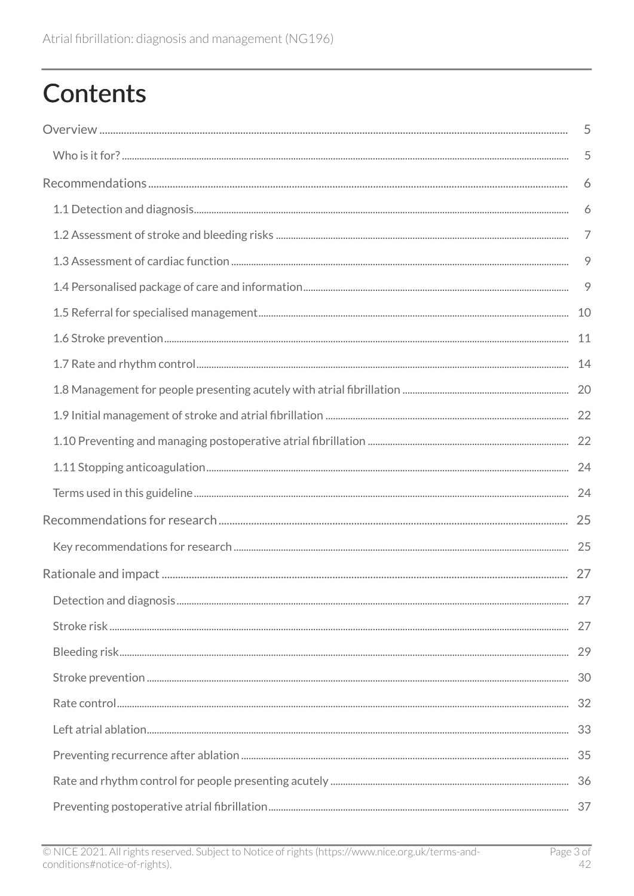# Contents

Overview ........................................................................................................................................................................ 5

Who is it for? ............................................................................................................................................................ 5

Recommendations ...................................................................................................................................................... 6

1.1 Detection and diagnosis.......................................................................................................................................... 6

1.2 Assessment of stroke and bleeding risks .............................................................................................................. 7

1.3 Assessment of cardiac function ............................................................................................................................. 9

1.4 Personalised package of care and information.................................................................................................... 9

1.5 Referral for specialised management.................................................................................................................... 10

1.6 Stroke prevention.................................................................................................................................................... 11

1.7 Rate and rhythm control......................................................................................................................................... 14

1.8 Management for people presenting acutely with atrial fibrillation ...................................................................... 20

1.9 Initial management of stroke and atrial fibrillation ............................................................................................. 22

1.10 Preventing and managing postoperative atrial fibrillation ................................................................................. 22

1.11 Stopping anticoagulation ..................................................................................................................................... 24

Terms used in this guideline ........................................................................................................................................ 24

Recommendations for research ................................................................................................................................... 25

Key recommendations for research ............................................................................................................................ 25

Rationale and impact .................................................................................................................................................... 27

Detection and diagnosis ............................................................................................................................................... 27

Stroke risk ..................................................................................................................................................................... 27

Bleeding risk.................................................................................................................................................................. 29

Stroke prevention .......................................................................................................................................................... 30

Rate control.................................................................................................................................................................... 32

Left atrial ablation.......................................................................................................................................................... 33

Preventing recurrence after ablation ........................................................................................................................... 35

Rate and rhythm control for people presenting acutely ............................................................................................. 36

Preventing postoperative atrial fibrillation.................................................................................................................. 37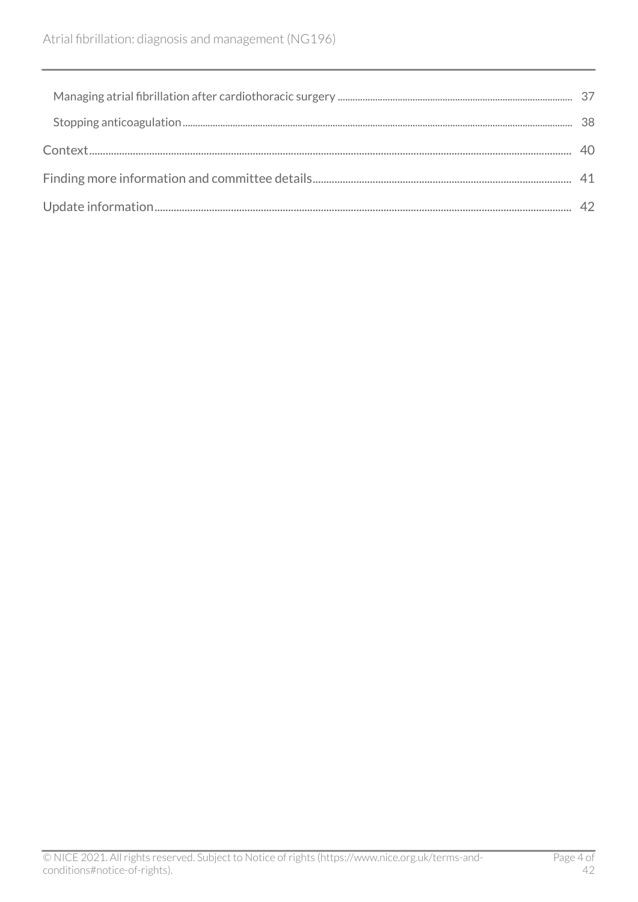Managing atrial fibrillation after cardiothoracic surgery ........ 37

Stopping anticoagulation ........ 38

Context ........ 40

Finding more information and committee details ........ 41

Update information ........ 42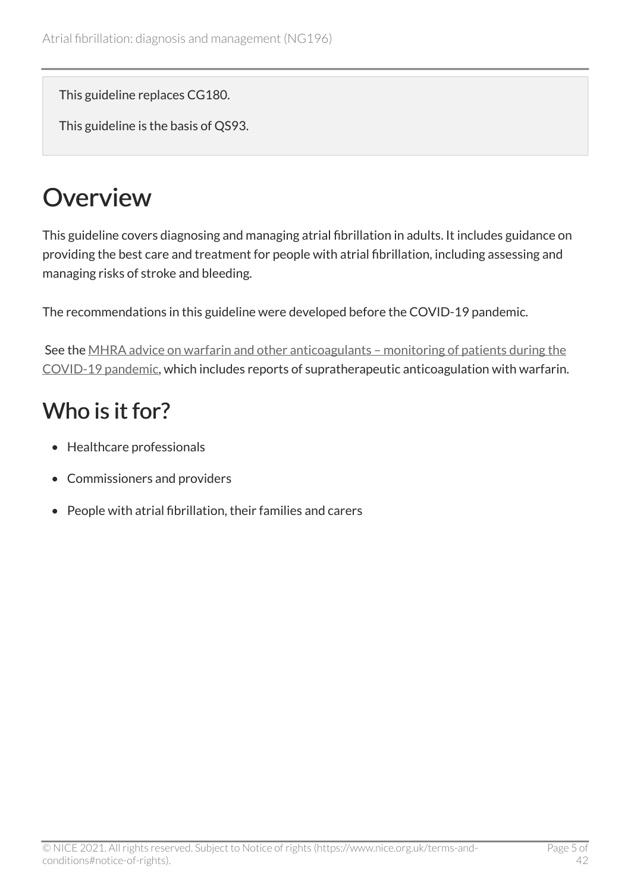This guideline replaces CG180.

This guideline is the basis of QS93.

# Overview

This guideline covers diagnosing and managing atrial fibrillation in adults. It includes guidance on providing the best care and treatment for people with atrial fibrillation, including assessing and managing risks of stroke and bleeding.

The recommendations in this guideline were developed before the COVID-19 pandemic.

See the MHRA advice on warfarin and other anticoagulants – monitoring of patients during the COVID-19 pandemic, which includes reports of supratherapeutic anticoagulation with warfarin.

## Who is it for?

- Healthcare professionals
- Commissioners and providers
- People with atrial fibrillation, their families and carers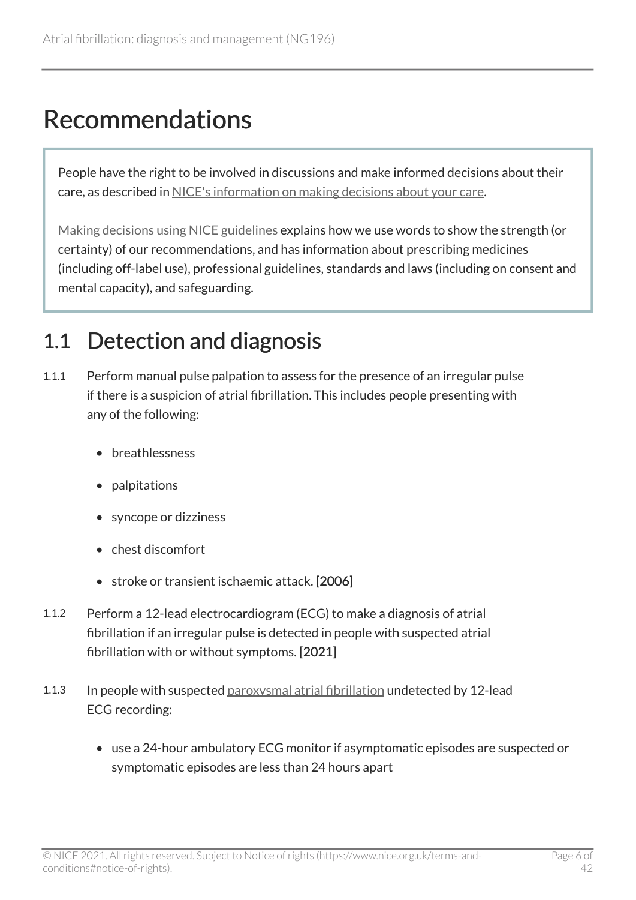# Recommendations

People have the right to be involved in discussions and make informed decisions about their care, as described in NICE's information on making decisions about your care.

Making decisions using NICE guidelines explains how we use words to show the strength (or certainty) of our recommendations, and has information about prescribing medicines (including off-label use), professional guidelines, standards and laws (including on consent and mental capacity), and safeguarding.

## 1.1 Detection and diagnosis

1.1.1 Perform manual pulse palpation to assess for the presence of an irregular pulse if there is a suspicion of atrial fibrillation. This includes people presenting with any of the following:

- breathlessness
- palpitations
- syncope or dizziness
- chest discomfort
- stroke or transient ischaemic attack. **[2006]**

1.1.2 Perform a 12-lead electrocardiogram (ECG) to make a diagnosis of atrial fibrillation if an irregular pulse is detected in people with suspected atrial fibrillation with or without symptoms. **[2021]**

1.1.3 In people with suspected paroxysmal atrial fibrillation undetected by 12-lead ECG recording:

- use a 24-hour ambulatory ECG monitor if asymptomatic episodes are suspected or symptomatic episodes are less than 24 hours apart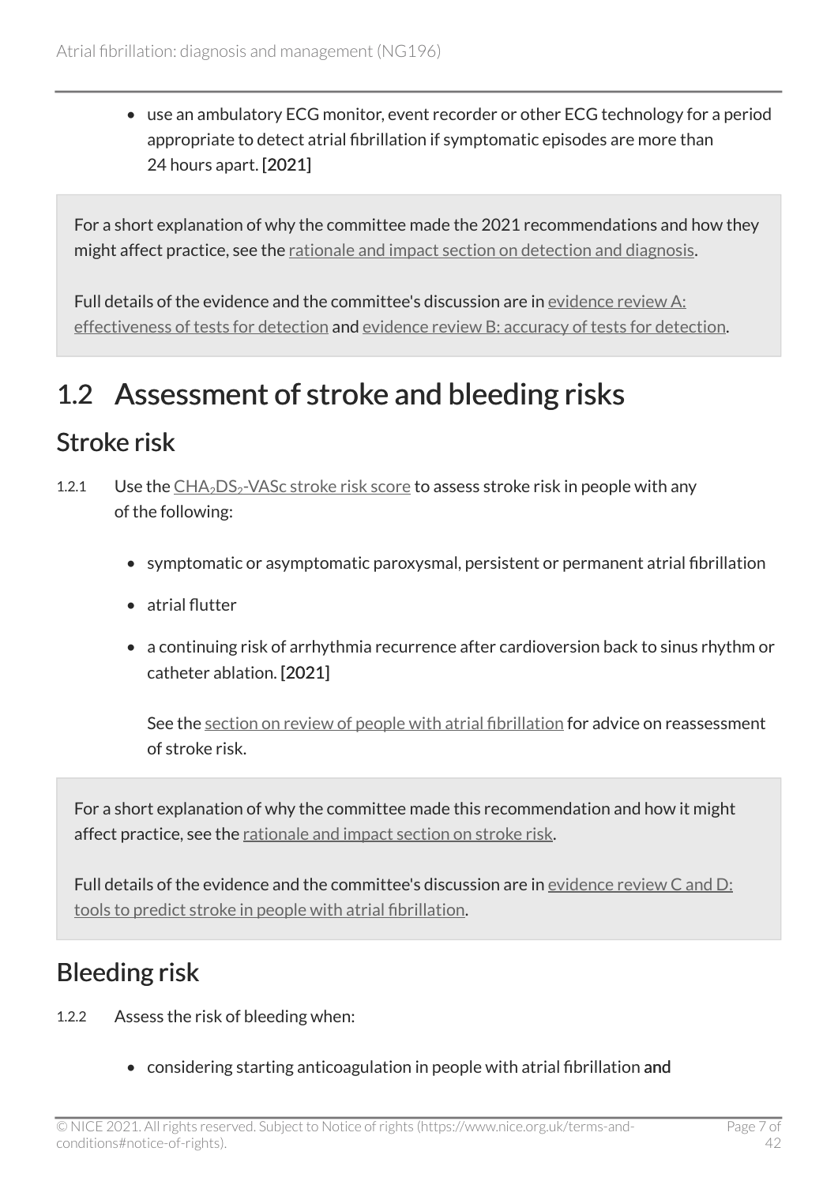- use an ambulatory ECG monitor, event recorder or other ECG technology for a period appropriate to detect atrial fibrillation if symptomatic episodes are more than 24 hours apart. **[2021]**

For a short explanation of why the committee made the 2021 recommendations and how they might affect practice, see the rationale and impact section on detection and diagnosis.

Full details of the evidence and the committee's discussion are in evidence review A: effectiveness of tests for detection and evidence review B: accuracy of tests for detection.

# 1.2 Assessment of stroke and bleeding risks

## Stroke risk

1.2.1 Use the $CHA_2DS_2$-VASc stroke risk score to assess stroke risk in people with any of the following:

- symptomatic or asymptomatic paroxysmal, persistent or permanent atrial fibrillation
- atrial flutter
- a continuing risk of arrhythmia recurrence after cardioversion back to sinus rhythm or catheter ablation. **[2021]**

  See the section on review of people with atrial fibrillation for advice on reassessment of stroke risk.

For a short explanation of why the committee made this recommendation and how it might affect practice, see the rationale and impact section on stroke risk.

Full details of the evidence and the committee's discussion are in evidence review C and D: tools to predict stroke in people with atrial fibrillation.

## Bleeding risk

1.2.2 Assess the risk of bleeding when:

- considering starting anticoagulation in people with atrial fibrillation **and**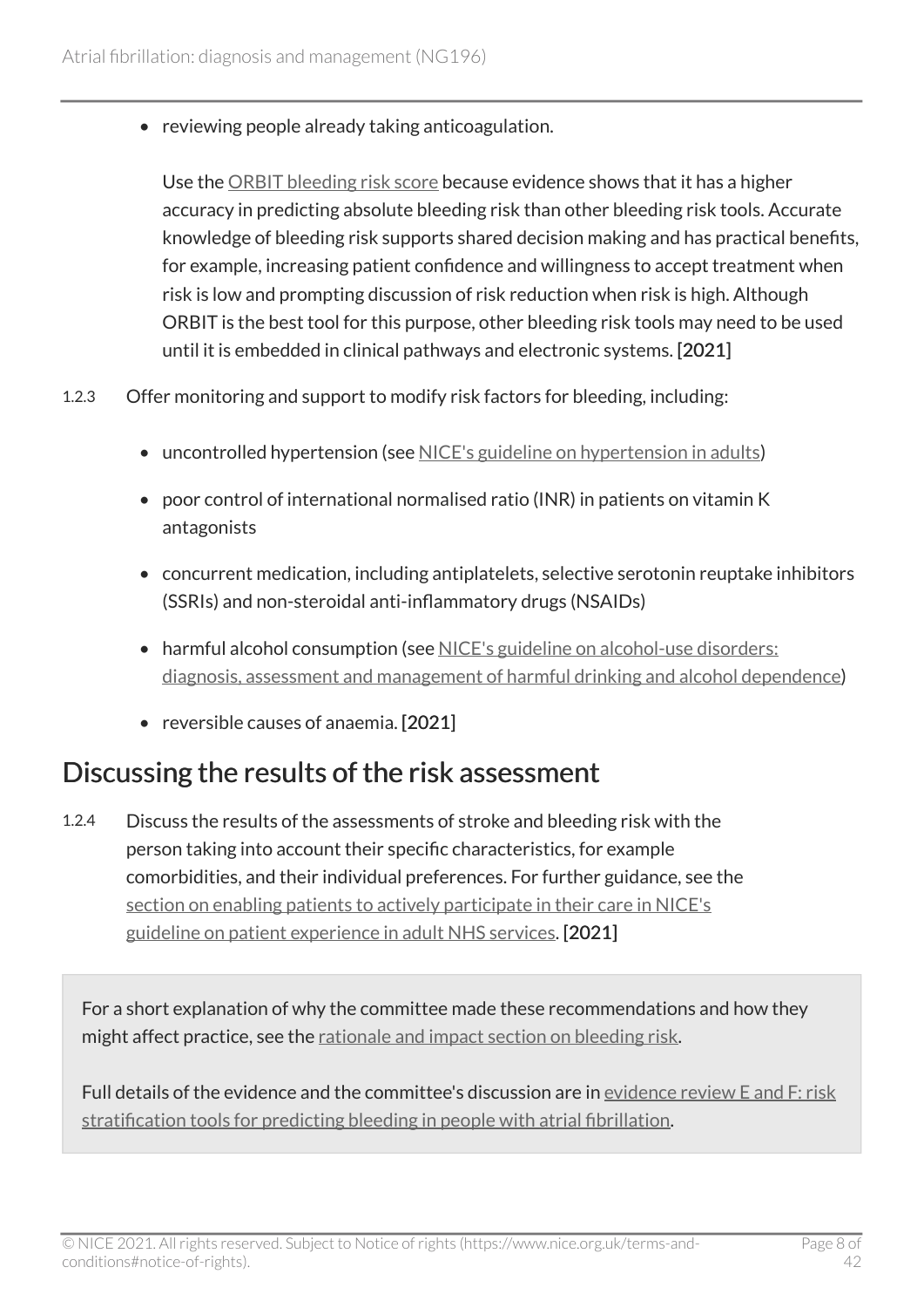- reviewing people already taking anticoagulation.

  Use the ORBIT bleeding risk score because evidence shows that it has a higher accuracy in predicting absolute bleeding risk than other bleeding risk tools. Accurate knowledge of bleeding risk supports shared decision making and has practical benefits, for example, increasing patient confidence and willingness to accept treatment when risk is low and prompting discussion of risk reduction when risk is high. Although ORBIT is the best tool for this purpose, other bleeding risk tools may need to be used until it is embedded in clinical pathways and electronic systems. [2021]

1.2.3 Offer monitoring and support to modify risk factors for bleeding, including:

- uncontrolled hypertension (see NICE's guideline on hypertension in adults)
- poor control of international normalised ratio (INR) in patients on vitamin K antagonists
- concurrent medication, including antiplatelets, selective serotonin reuptake inhibitors (SSRIs) and non-steroidal anti-inflammatory drugs (NSAIDs)
- harmful alcohol consumption (see NICE's guideline on alcohol-use disorders: diagnosis, assessment and management of harmful drinking and alcohol dependence)
- reversible causes of anaemia. [2021]

## Discussing the results of the risk assessment

1.2.4 Discuss the results of the assessments of stroke and bleeding risk with the person taking into account their specific characteristics, for example comorbidities, and their individual preferences. For further guidance, see the section on enabling patients to actively participate in their care in NICE's guideline on patient experience in adult NHS services. [2021]

For a short explanation of why the committee made these recommendations and how they might affect practice, see the rationale and impact section on bleeding risk.

Full details of the evidence and the committee's discussion are in evidence review E and F: risk stratification tools for predicting bleeding in people with atrial fibrillation.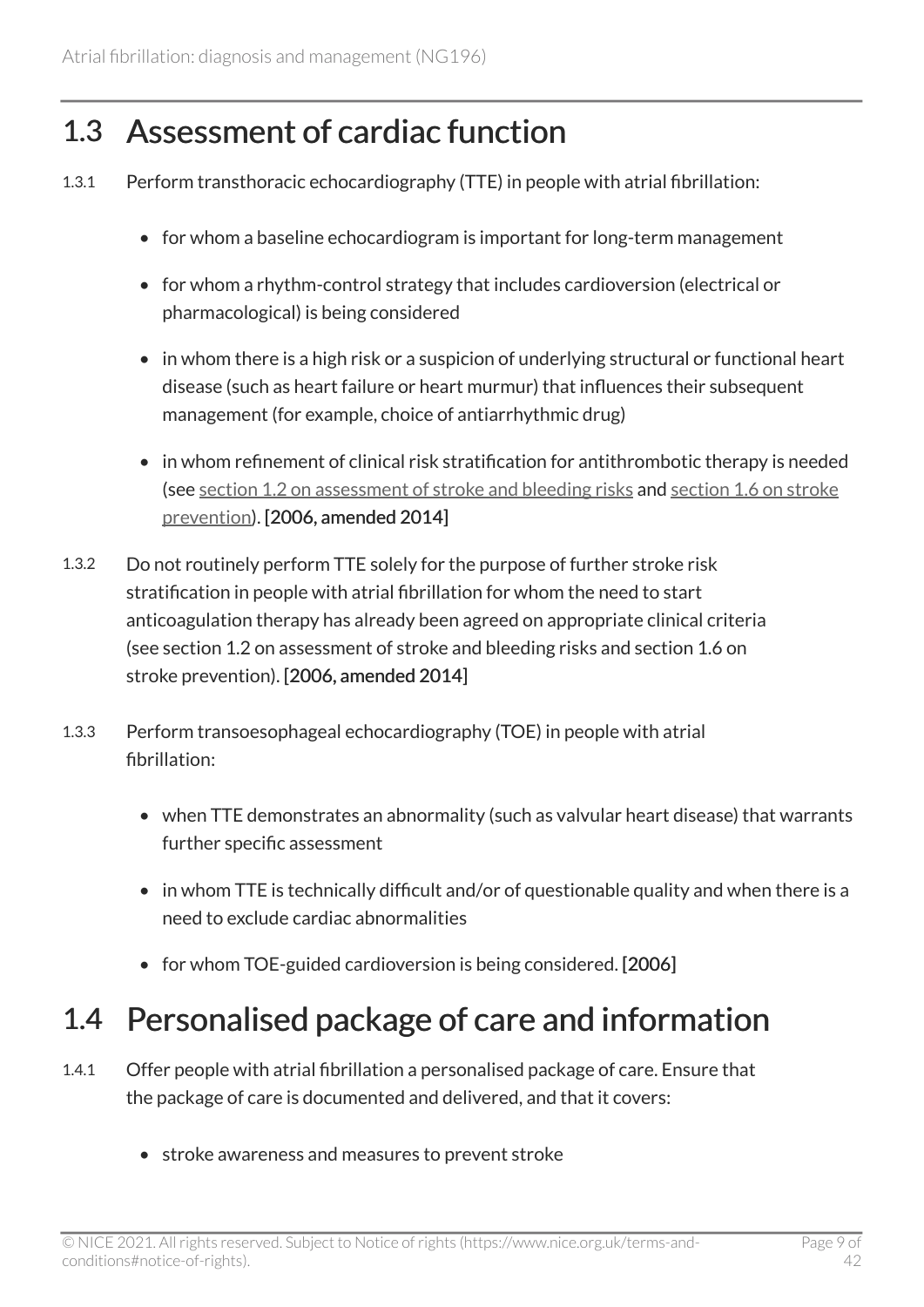## 1.3 Assessment of cardiac function

1.3.1 Perform transthoracic echocardiography (TTE) in people with atrial fibrillation:

- for whom a baseline echocardiogram is important for long-term management
- for whom a rhythm-control strategy that includes cardioversion (electrical or pharmacological) is being considered
- in whom there is a high risk or a suspicion of underlying structural or functional heart disease (such as heart failure or heart murmur) that influences their subsequent management (for example, choice of antiarrhythmic drug)
- in whom refinement of clinical risk stratification for antithrombotic therapy is needed (see section 1.2 on assessment of stroke and bleeding risks and section 1.6 on stroke prevention). **[2006, amended 2014]**

1.3.2 Do not routinely perform TTE solely for the purpose of further stroke risk stratification in people with atrial fibrillation for whom the need to start anticoagulation therapy has already been agreed on appropriate clinical criteria (see section 1.2 on assessment of stroke and bleeding risks and section 1.6 on stroke prevention). **[2006, amended 2014]**

1.3.3 Perform transoesophageal echocardiography (TOE) in people with atrial fibrillation:

- when TTE demonstrates an abnormality (such as valvular heart disease) that warrants further specific assessment
- in whom TTE is technically difficult and/or of questionable quality and when there is a need to exclude cardiac abnormalities
- for whom TOE-guided cardioversion is being considered. **[2006]**

## 1.4 Personalised package of care and information

1.4.1 Offer people with atrial fibrillation a personalised package of care. Ensure that the package of care is documented and delivered, and that it covers:

- stroke awareness and measures to prevent stroke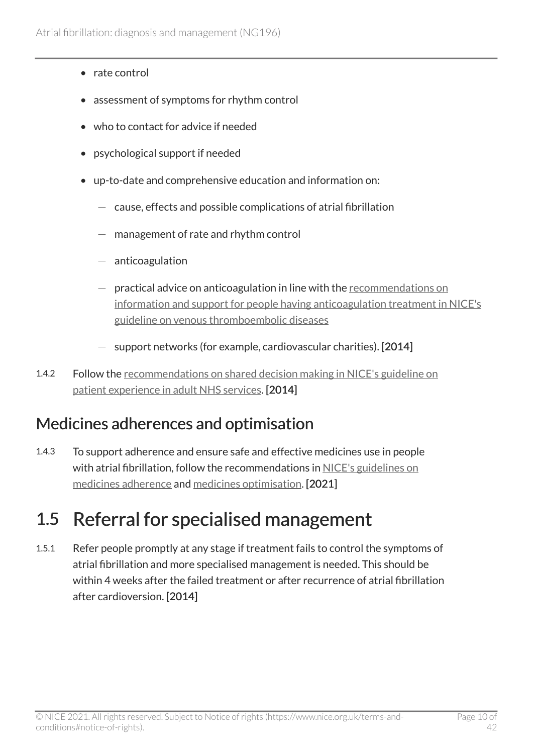- rate control
- assessment of symptoms for rhythm control
- who to contact for advice if needed
- psychological support if needed
- up-to-date and comprehensive education and information on:
  - cause, effects and possible complications of atrial fibrillation
  - management of rate and rhythm control
  - anticoagulation
  - practical advice on anticoagulation in line with the recommendations on information and support for people having anticoagulation treatment in NICE's guideline on venous thromboembolic diseases
  - support networks (for example, cardiovascular charities). **[2014]**

1.4.2 Follow the recommendations on shared decision making in NICE's guideline on patient experience in adult NHS services. **[2014]**

## Medicines adherences and optimisation

1.4.3 To support adherence and ensure safe and effective medicines use in people with atrial fibrillation, follow the recommendations in NICE's guidelines on medicines adherence and medicines optimisation. **[2021]**

# 1.5 Referral for specialised management

1.5.1 Refer people promptly at any stage if treatment fails to control the symptoms of atrial fibrillation and more specialised management is needed. This should be within 4 weeks after the failed treatment or after recurrence of atrial fibrillation after cardioversion. **[2014]**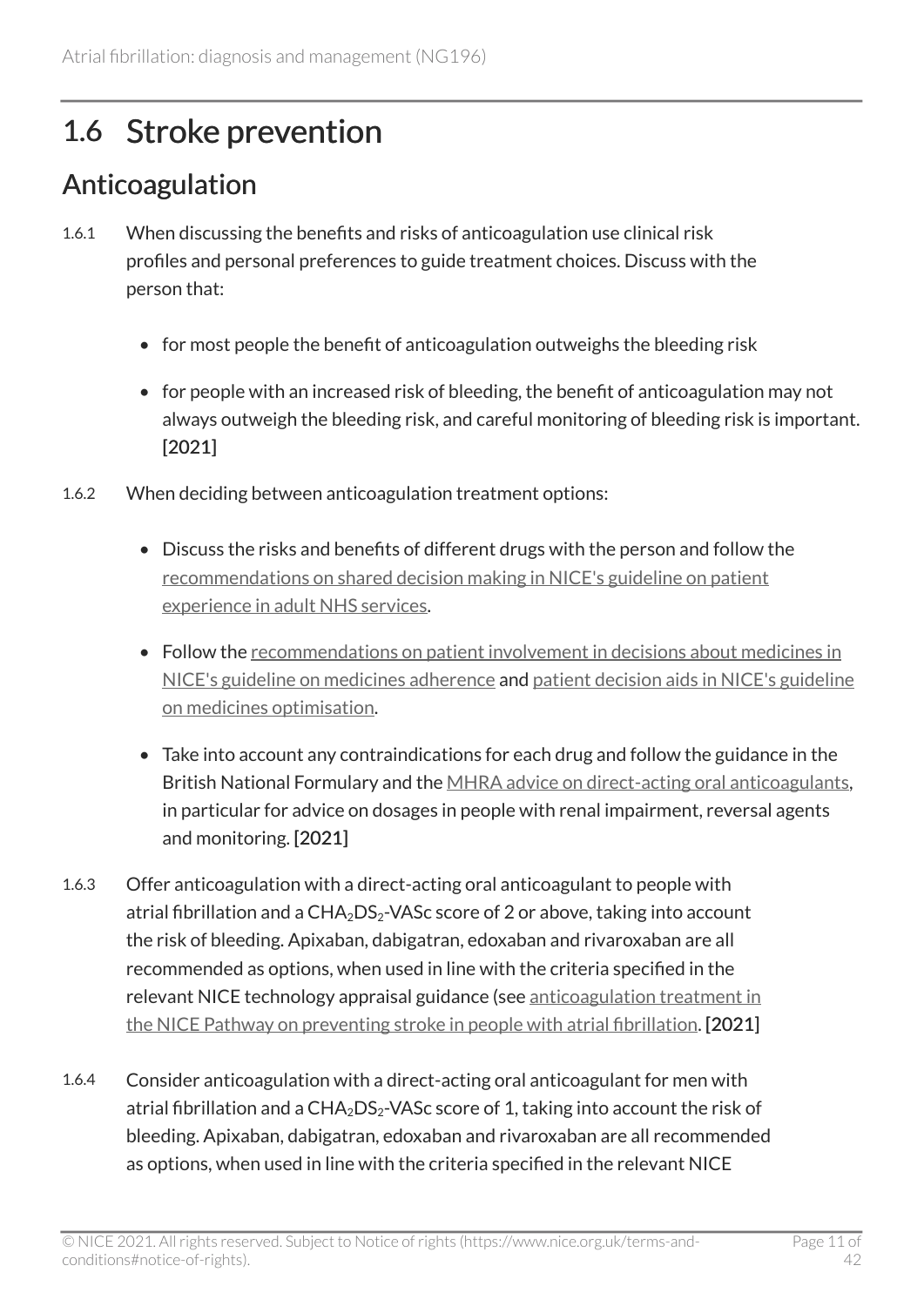## 1.6 Stroke prevention

### Anticoagulation

1.6.1 When discussing the benefits and risks of anticoagulation use clinical risk profiles and personal preferences to guide treatment choices. Discuss with the person that:

- for most people the benefit of anticoagulation outweighs the bleeding risk
- for people with an increased risk of bleeding, the benefit of anticoagulation may not always outweigh the bleeding risk, and careful monitoring of bleeding risk is important. **[2021]**

1.6.2 When deciding between anticoagulation treatment options:

- Discuss the risks and benefits of different drugs with the person and follow the recommendations on shared decision making in NICE's guideline on patient experience in adult NHS services.
- Follow the recommendations on patient involvement in decisions about medicines in NICE's guideline on medicines adherence and patient decision aids in NICE's guideline on medicines optimisation.
- Take into account any contraindications for each drug and follow the guidance in the British National Formulary and the MHRA advice on direct-acting oral anticoagulants, in particular for advice on dosages in people with renal impairment, reversal agents and monitoring. **[2021]**

1.6.3 Offer anticoagulation with a direct-acting oral anticoagulant to people with atrial fibrillation and a $CHA_2DS_2$-VASc score of 2 or above, taking into account the risk of bleeding. Apixaban, dabigatran, edoxaban and rivaroxaban are all recommended as options, when used in line with the criteria specified in the relevant NICE technology appraisal guidance (see anticoagulation treatment in the NICE Pathway on preventing stroke in people with atrial fibrillation. **[2021]**

1.6.4 Consider anticoagulation with a direct-acting oral anticoagulant for men with atrial fibrillation and a $CHA_2DS_2$-VASc score of 1, taking into account the risk of bleeding. Apixaban, dabigatran, edoxaban and rivaroxaban are all recommended as options, when used in line with the criteria specified in the relevant NICE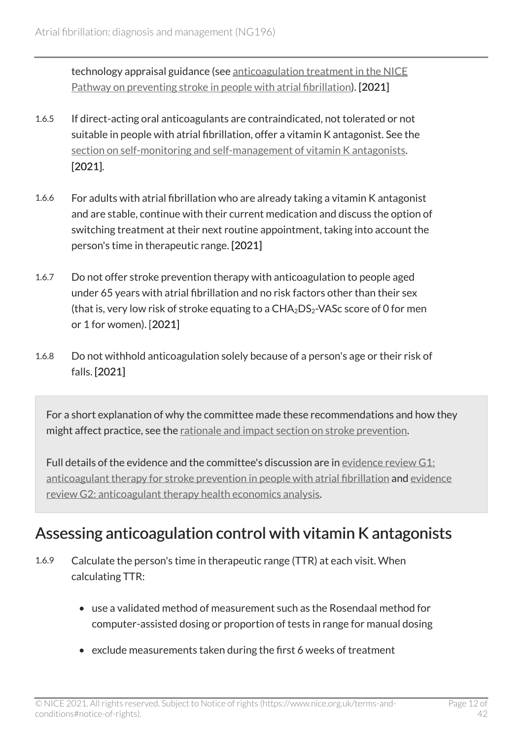technology appraisal guidance (see anticoagulation treatment in the NICE Pathway on preventing stroke in people with atrial fibrillation). **[2021]**

1.6.5 If direct-acting oral anticoagulants are contraindicated, not tolerated or not suitable in people with atrial fibrillation, offer a vitamin K antagonist. See the section on self-monitoring and self-management of vitamin K antagonists. **[2021]**.

1.6.6 For adults with atrial fibrillation who are already taking a vitamin K antagonist and are stable, continue with their current medication and discuss the option of switching treatment at their next routine appointment, taking into account the person's time in therapeutic range. **[2021]**

1.6.7 Do not offer stroke prevention therapy with anticoagulation to people aged under 65 years with atrial fibrillation and no risk factors other than their sex (that is, very low risk of stroke equating to a $CHA_2DS_2$-VASc score of 0 for men or 1 for women). [**2021]**

1.6.8 Do not withhold anticoagulation solely because of a person's age or their risk of falls. **[2021]**

For a short explanation of why the committee made these recommendations and how they might affect practice, see the rationale and impact section on stroke prevention.

Full details of the evidence and the committee's discussion are in evidence review G1: anticoagulant therapy for stroke prevention in people with atrial fibrillation and evidence review G2: anticoagulant therapy health economics analysis.

## Assessing anticoagulation control with vitamin K antagonists

1.6.9 Calculate the person's time in therapeutic range (TTR) at each visit. When calculating TTR:

- use a validated method of measurement such as the Rosendaal method for computer-assisted dosing or proportion of tests in range for manual dosing
- exclude measurements taken during the first 6 weeks of treatment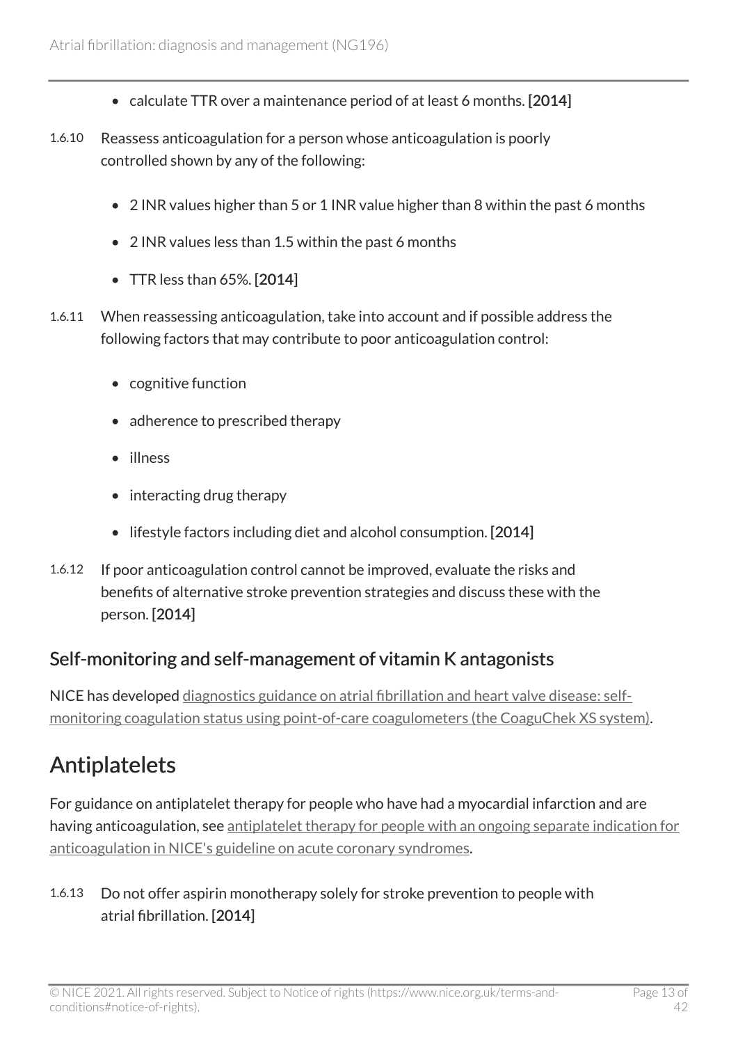- calculate TTR over a maintenance period of at least 6 months. **[2014]**

1.6.10 Reassess anticoagulation for a person whose anticoagulation is poorly controlled shown by any of the following:

- 2 INR values higher than 5 or 1 INR value higher than 8 within the past 6 months
- 2 INR values less than 1.5 within the past 6 months
- TTR less than 65%. **[2014]**

1.6.11 When reassessing anticoagulation, take into account and if possible address the following factors that may contribute to poor anticoagulation control:

- cognitive function
- adherence to prescribed therapy
- illness
- interacting drug therapy
- lifestyle factors including diet and alcohol consumption. **[2014]**

1.6.12 If poor anticoagulation control cannot be improved, evaluate the risks and benefits of alternative stroke prevention strategies and discuss these with the person. **[2014]**

### Self-monitoring and self-management of vitamin K antagonists

NICE has developed diagnostics guidance on atrial fibrillation and heart valve disease: self-monitoring coagulation status using point-of-care coagulometers (the CoaguChek XS system).

## Antiplatelets

For guidance on antiplatelet therapy for people who have had a myocardial infarction and are having anticoagulation, see antiplatelet therapy for people with an ongoing separate indication for anticoagulation in NICE's guideline on acute coronary syndromes.

1.6.13 Do not offer aspirin monotherapy solely for stroke prevention to people with atrial fibrillation. **[2014]**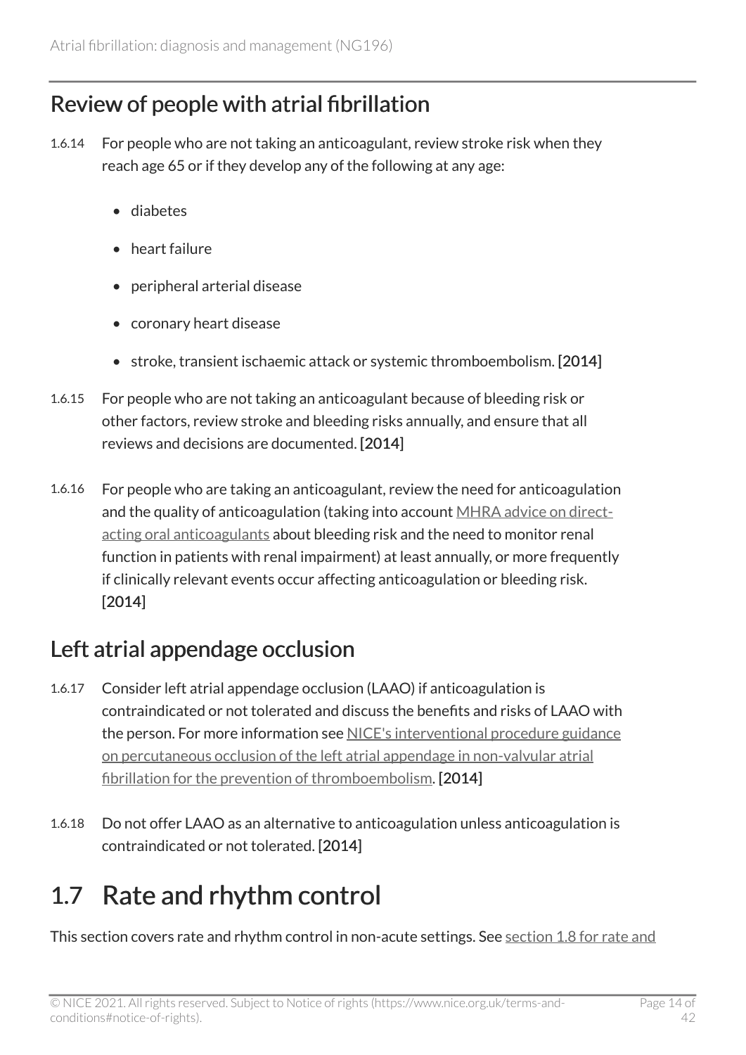## Review of people with atrial fibrillation

1.6.14 For people who are not taking an anticoagulant, review stroke risk when they reach age 65 or if they develop any of the following at any age:

- diabetes
- heart failure
- peripheral arterial disease
- coronary heart disease
- stroke, transient ischaemic attack or systemic thromboembolism. **[2014]**

1.6.15 For people who are not taking an anticoagulant because of bleeding risk or other factors, review stroke and bleeding risks annually, and ensure that all reviews and decisions are documented. **[2014]**

1.6.16 For people who are taking an anticoagulant, review the need for anticoagulation and the quality of anticoagulation (taking into account MHRA advice on direct-acting oral anticoagulants about bleeding risk and the need to monitor renal function in patients with renal impairment) at least annually, or more frequently if clinically relevant events occur affecting anticoagulation or bleeding risk. [2014]

## Left atrial appendage occlusion

1.6.17 Consider left atrial appendage occlusion (LAAO) if anticoagulation is contraindicated or not tolerated and discuss the benefits and risks of LAAO with the person. For more information see NICE's interventional procedure guidance on percutaneous occlusion of the left atrial appendage in non-valvular atrial fibrillation for the prevention of thromboembolism. **[2014]**

1.6.18 Do not offer LAAO as an alternative to anticoagulation unless anticoagulation is contraindicated or not tolerated. [2014]

# 1.7 Rate and rhythm control

This section covers rate and rhythm control in non-acute settings. See section 1.8 for rate and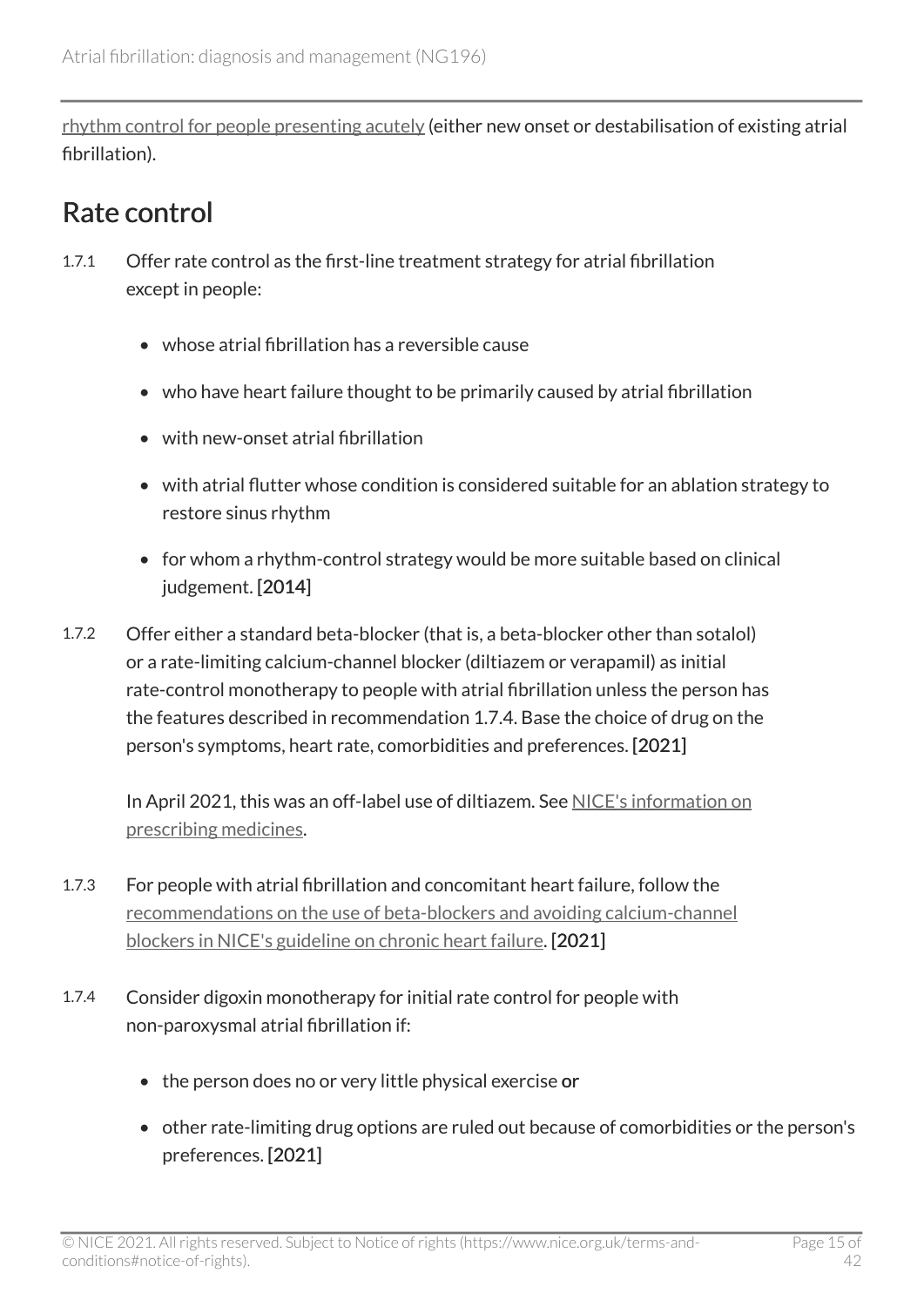rhythm control for people presenting acutely (either new onset or destabilisation of existing atrial fibrillation).

## Rate control

1.7.1 Offer rate control as the first-line treatment strategy for atrial fibrillation except in people:

- whose atrial fibrillation has a reversible cause
- who have heart failure thought to be primarily caused by atrial fibrillation
- with new-onset atrial fibrillation
- with atrial flutter whose condition is considered suitable for an ablation strategy to restore sinus rhythm
- for whom a rhythm-control strategy would be more suitable based on clinical judgement. **[2014]**

1.7.2 Offer either a standard beta-blocker (that is, a beta-blocker other than sotalol) or a rate-limiting calcium-channel blocker (diltiazem or verapamil) as initial rate-control monotherapy to people with atrial fibrillation unless the person has the features described in recommendation 1.7.4. Base the choice of drug on the person's symptoms, heart rate, comorbidities and preferences. **[2021]**

In April 2021, this was an off-label use of diltiazem. See NICE's information on prescribing medicines.

1.7.3 For people with atrial fibrillation and concomitant heart failure, follow the recommendations on the use of beta-blockers and avoiding calcium-channel blockers in NICE's guideline on chronic heart failure. **[2021]**

1.7.4 Consider digoxin monotherapy for initial rate control for people with non-paroxysmal atrial fibrillation if:

- the person does no or very little physical exercise **or**
- other rate-limiting drug options are ruled out because of comorbidities or the person's preferences. **[2021]**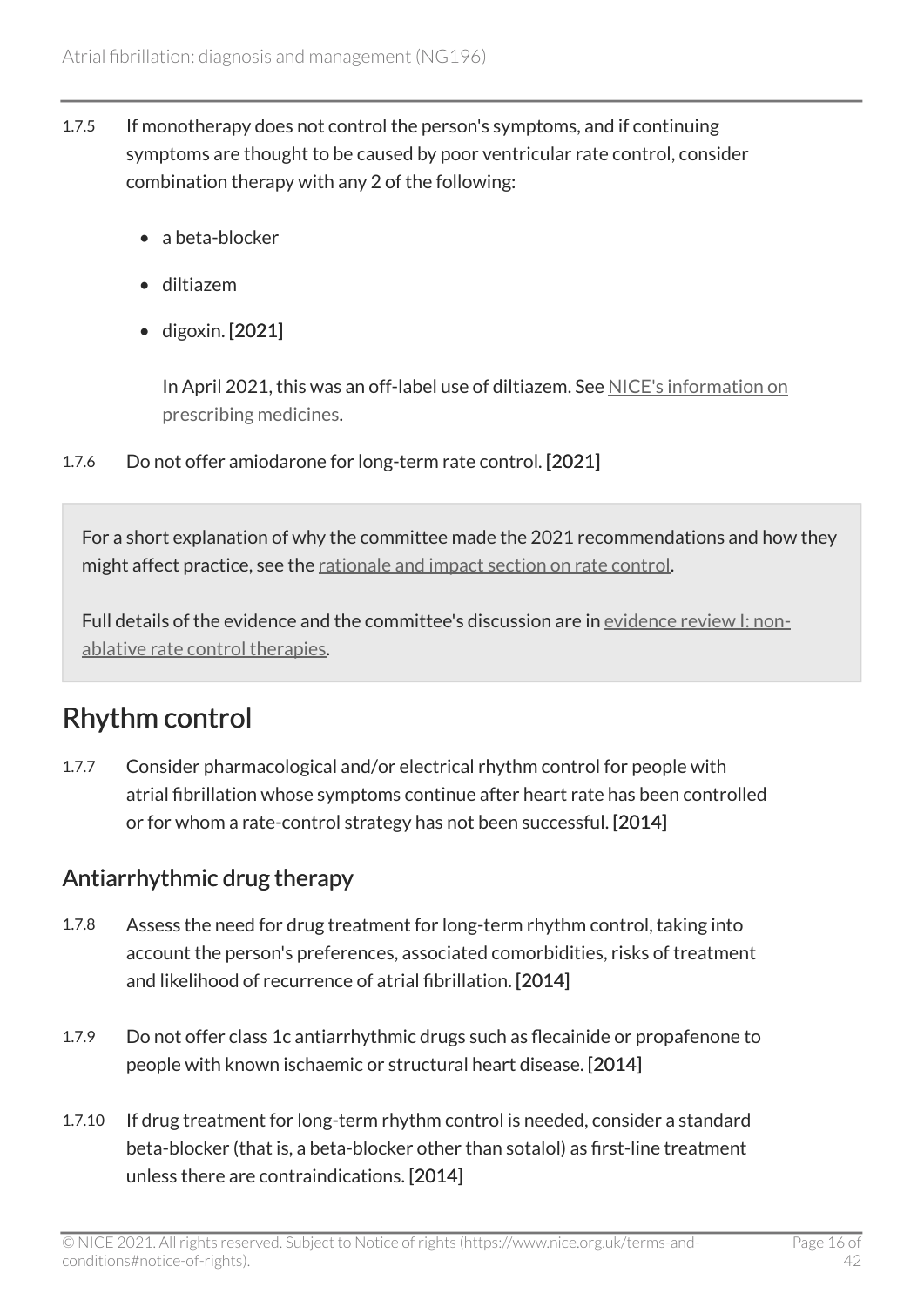1.7.5 If monotherapy does not control the person's symptoms, and if continuing symptoms are thought to be caused by poor ventricular rate control, consider combination therapy with any 2 of the following:

- a beta-blocker
- diltiazem
- digoxin. **[2021]**

  In April 2021, this was an off-label use of diltiazem. See NICE's information on prescribing medicines.

1.7.6 Do not offer amiodarone for long-term rate control. **[2021]**

> For a short explanation of why the committee made the 2021 recommendations and how they might affect practice, see the rationale and impact section on rate control.
>
> Full details of the evidence and the committee's discussion are in evidence review I: non-ablative rate control therapies.

## Rhythm control

1.7.7 Consider pharmacological and/or electrical rhythm control for people with atrial fibrillation whose symptoms continue after heart rate has been controlled or for whom a rate-control strategy has not been successful. **[2014]**

### Antiarrhythmic drug therapy

1.7.8 Assess the need for drug treatment for long-term rhythm control, taking into account the person's preferences, associated comorbidities, risks of treatment and likelihood of recurrence of atrial fibrillation. **[2014]**

1.7.9 Do not offer class 1c antiarrhythmic drugs such as flecainide or propafenone to people with known ischaemic or structural heart disease. **[2014]**

1.7.10 If drug treatment for long-term rhythm control is needed, consider a standard beta-blocker (that is, a beta-blocker other than sotalol) as first-line treatment unless there are contraindications. **[2014]**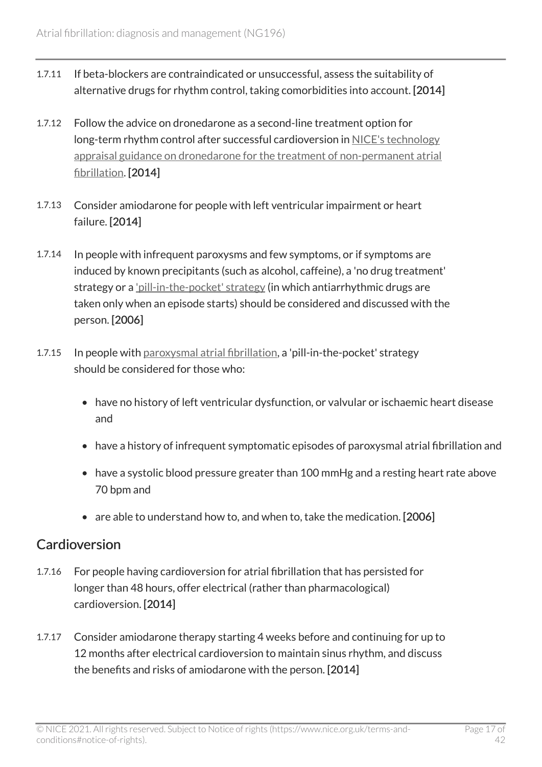1.7.11 If beta-blockers are contraindicated or unsuccessful, assess the suitability of alternative drugs for rhythm control, taking comorbidities into account. **[2014]**

1.7.12 Follow the advice on dronedarone as a second-line treatment option for long-term rhythm control after successful cardioversion in NICE's technology appraisal guidance on dronedarone for the treatment of non-permanent atrial fibrillation. **[2014]**

1.7.13 Consider amiodarone for people with left ventricular impairment or heart failure. **[2014]**

1.7.14 In people with infrequent paroxysms and few symptoms, or if symptoms are induced by known precipitants (such as alcohol, caffeine), a 'no drug treatment' strategy or a 'pill-in-the-pocket' strategy (in which antiarrhythmic drugs are taken only when an episode starts) should be considered and discussed with the person. **[2006]**

1.7.15 In people with paroxysmal atrial fibrillation, a 'pill-in-the-pocket' strategy should be considered for those who:

- have no history of left ventricular dysfunction, or valvular or ischaemic heart disease and
- have a history of infrequent symptomatic episodes of paroxysmal atrial fibrillation and
- have a systolic blood pressure greater than 100 mmHg and a resting heart rate above 70 bpm and
- are able to understand how to, and when to, take the medication. **[2006]**

## Cardioversion

1.7.16 For people having cardioversion for atrial fibrillation that has persisted for longer than 48 hours, offer electrical (rather than pharmacological) cardioversion. **[2014]**

1.7.17 Consider amiodarone therapy starting 4 weeks before and continuing for up to 12 months after electrical cardioversion to maintain sinus rhythm, and discuss the benefits and risks of amiodarone with the person. **[2014]**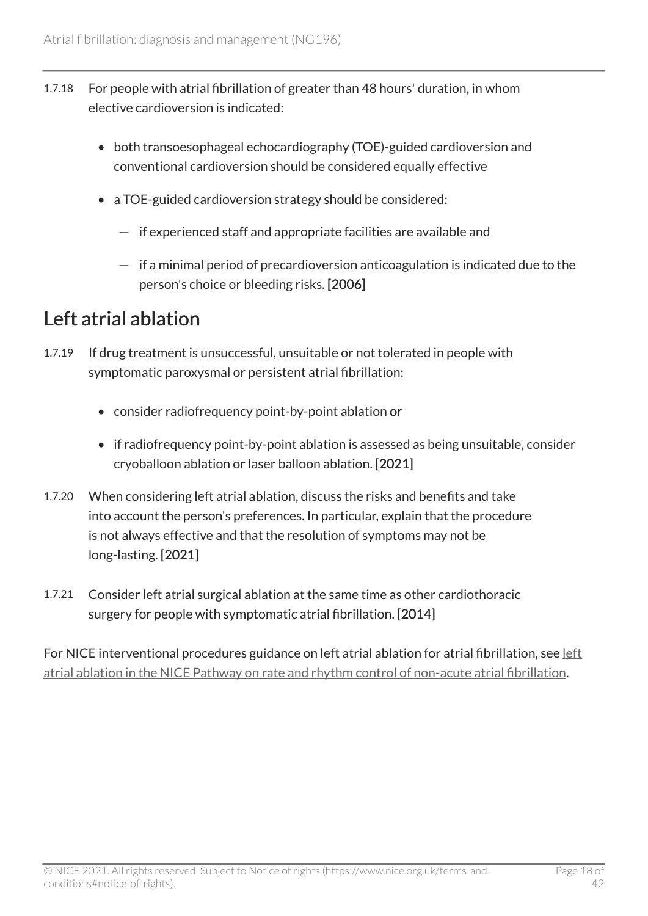1.7.18 For people with atrial fibrillation of greater than 48 hours' duration, in whom elective cardioversion is indicated:

- both transoesophageal echocardiography (TOE)-guided cardioversion and conventional cardioversion should be considered equally effective
- a TOE-guided cardioversion strategy should be considered:
  - if experienced staff and appropriate facilities are available and
  - if a minimal period of precardioversion anticoagulation is indicated due to the person's choice or bleeding risks. [2006]

## Left atrial ablation

1.7.19 If drug treatment is unsuccessful, unsuitable or not tolerated in people with symptomatic paroxysmal or persistent atrial fibrillation:

- consider radiofrequency point-by-point ablation **or**
- if radiofrequency point-by-point ablation is assessed as being unsuitable, consider cryoballoon ablation or laser balloon ablation. [2021]

1.7.20 When considering left atrial ablation, discuss the risks and benefits and take into account the person's preferences. In particular, explain that the procedure is not always effective and that the resolution of symptoms may not be long-lasting. [2021]

1.7.21 Consider left atrial surgical ablation at the same time as other cardiothoracic surgery for people with symptomatic atrial fibrillation. [2014]

For NICE interventional procedures guidance on left atrial ablation for atrial fibrillation, see left atrial ablation in the NICE Pathway on rate and rhythm control of non-acute atrial fibrillation.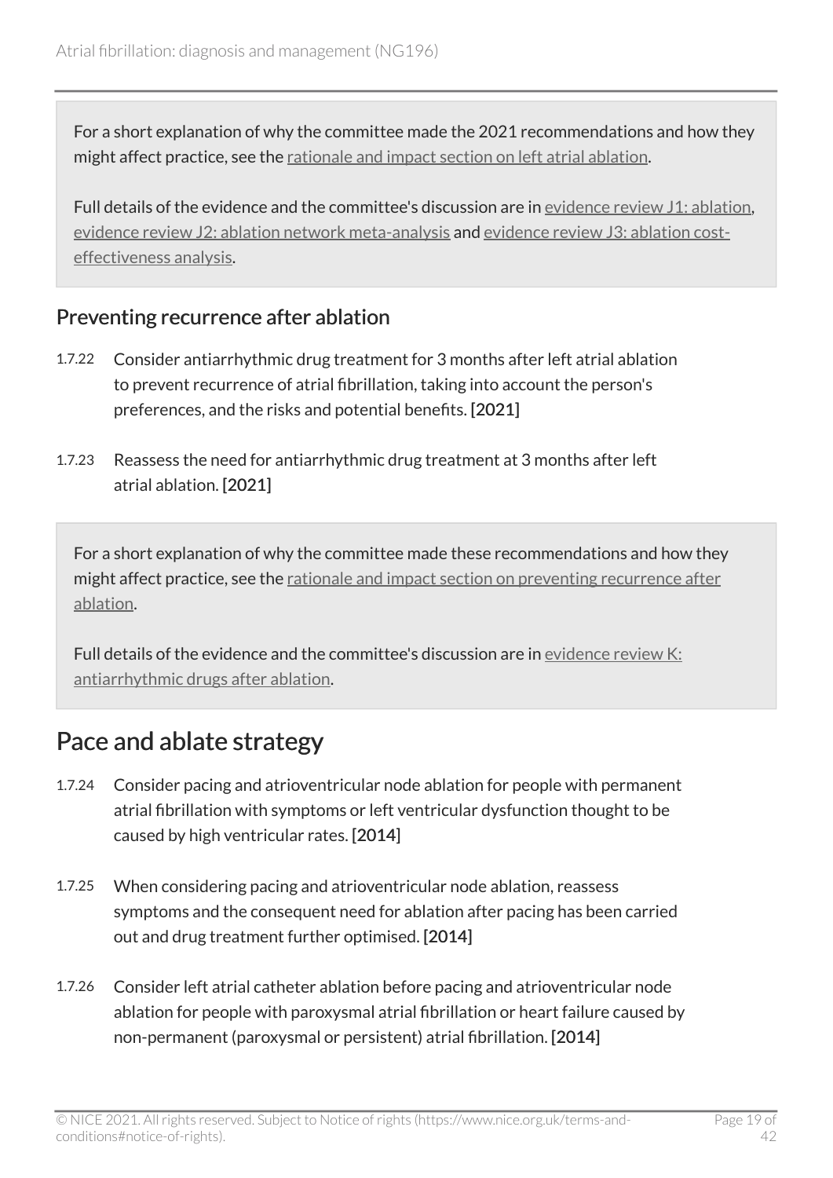For a short explanation of why the committee made the 2021 recommendations and how they might affect practice, see the rationale and impact section on left atrial ablation.

Full details of the evidence and the committee's discussion are in evidence review J1: ablation, evidence review J2: ablation network meta-analysis and evidence review J3: ablation cost-effectiveness analysis.

### Preventing recurrence after ablation

1.7.22 Consider antiarrhythmic drug treatment for 3 months after left atrial ablation to prevent recurrence of atrial fibrillation, taking into account the person's preferences, and the risks and potential benefits. **[2021]**

1.7.23 Reassess the need for antiarrhythmic drug treatment at 3 months after left atrial ablation. **[2021]**

For a short explanation of why the committee made these recommendations and how they might affect practice, see the rationale and impact section on preventing recurrence after ablation.

Full details of the evidence and the committee's discussion are in evidence review K: antiarrhythmic drugs after ablation.

## Pace and ablate strategy

1.7.24 Consider pacing and atrioventricular node ablation for people with permanent atrial fibrillation with symptoms or left ventricular dysfunction thought to be caused by high ventricular rates. **[2014]**

1.7.25 When considering pacing and atrioventricular node ablation, reassess symptoms and the consequent need for ablation after pacing has been carried out and drug treatment further optimised. **[2014]**

1.7.26 Consider left atrial catheter ablation before pacing and atrioventricular node ablation for people with paroxysmal atrial fibrillation or heart failure caused by non-permanent (paroxysmal or persistent) atrial fibrillation. **[2014]**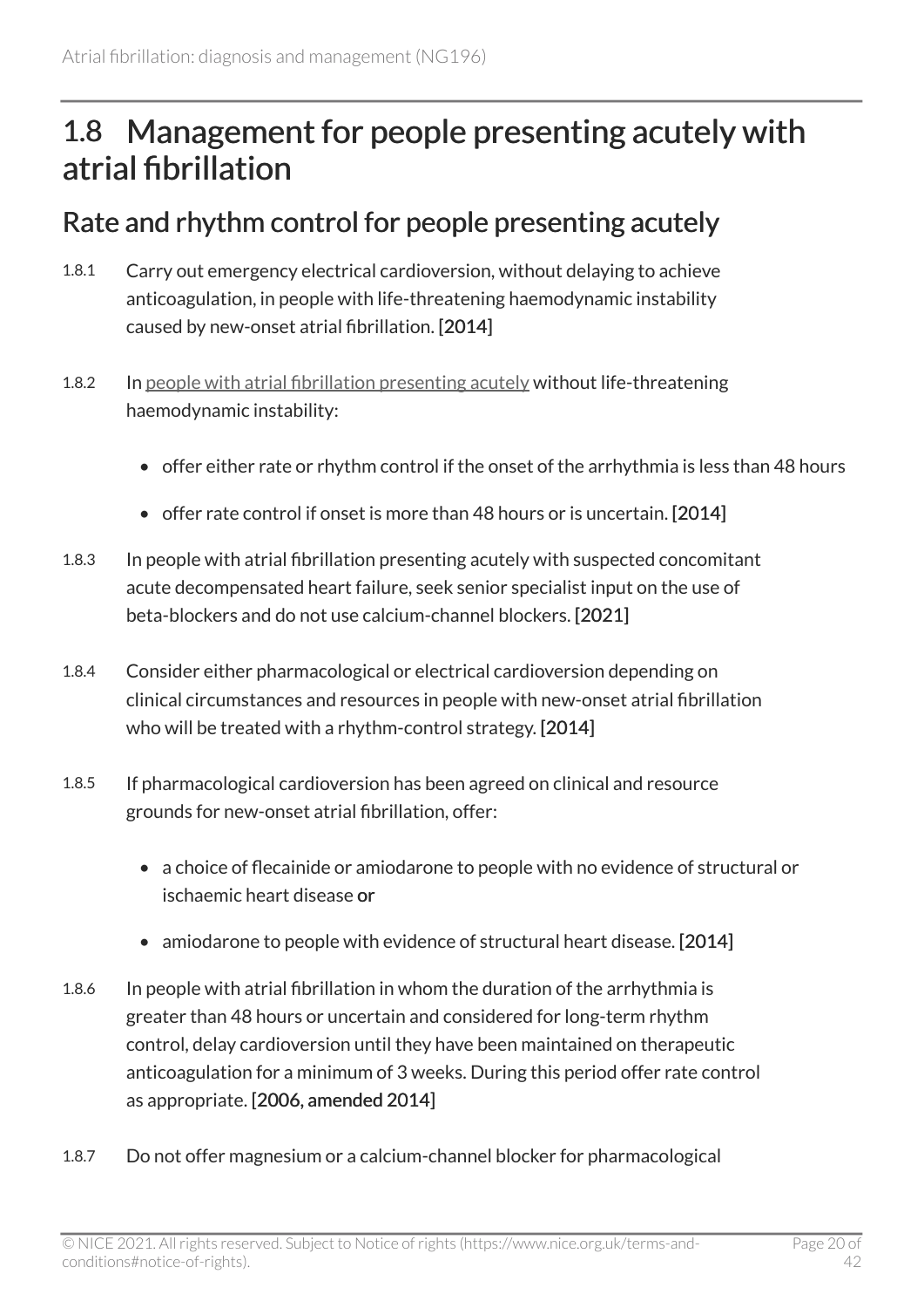## 1.8 Management for people presenting acutely with atrial fibrillation

### Rate and rhythm control for people presenting acutely

1.8.1 Carry out emergency electrical cardioversion, without delaying to achieve anticoagulation, in people with life-threatening haemodynamic instability caused by new-onset atrial fibrillation. [2014]

1.8.2 In people with atrial fibrillation presenting acutely without life-threatening haemodynamic instability:

- offer either rate or rhythm control if the onset of the arrhythmia is less than 48 hours
- offer rate control if onset is more than 48 hours or is uncertain. [2014]

1.8.3 In people with atrial fibrillation presenting acutely with suspected concomitant acute decompensated heart failure, seek senior specialist input on the use of beta-blockers and do not use calcium-channel blockers. [2021]

1.8.4 Consider either pharmacological or electrical cardioversion depending on clinical circumstances and resources in people with new-onset atrial fibrillation who will be treated with a rhythm-control strategy. [2014]

1.8.5 If pharmacological cardioversion has been agreed on clinical and resource grounds for new-onset atrial fibrillation, offer:

- a choice of flecainide or amiodarone to people with no evidence of structural or ischaemic heart disease **or**
- amiodarone to people with evidence of structural heart disease. [2014]

1.8.6 In people with atrial fibrillation in whom the duration of the arrhythmia is greater than 48 hours or uncertain and considered for long-term rhythm control, delay cardioversion until they have been maintained on therapeutic anticoagulation for a minimum of 3 weeks. During this period offer rate control as appropriate. [2006, amended 2014]

1.8.7 Do not offer magnesium or a calcium-channel blocker for pharmacological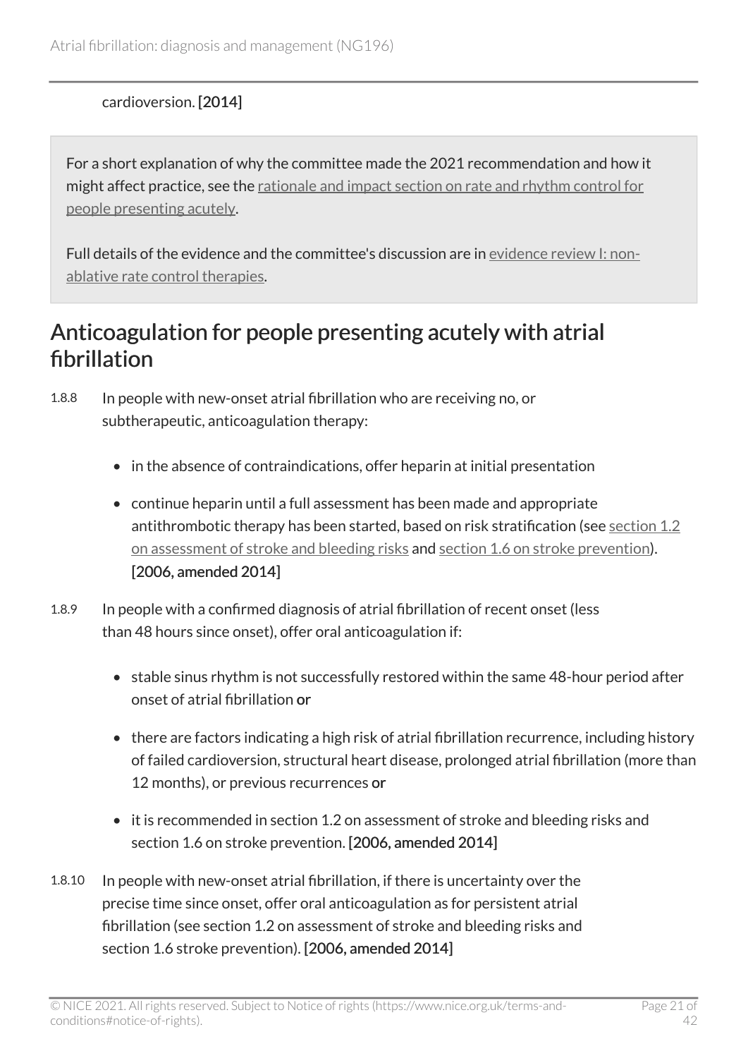cardioversion. **[2014]**

For a short explanation of why the committee made the 2021 recommendation and how it might affect practice, see the rationale and impact section on rate and rhythm control for people presenting acutely.

Full details of the evidence and the committee's discussion are in evidence review I: non-ablative rate control therapies.

## Anticoagulation for people presenting acutely with atrial fibrillation

1.8.8 In people with new-onset atrial fibrillation who are receiving no, or subtherapeutic, anticoagulation therapy:

- in the absence of contraindications, offer heparin at initial presentation
- continue heparin until a full assessment has been made and appropriate antithrombotic therapy has been started, based on risk stratification (see section 1.2 on assessment of stroke and bleeding risks and section 1.6 on stroke prevention). **[2006, amended 2014]**

1.8.9 In people with a confirmed diagnosis of atrial fibrillation of recent onset (less than 48 hours since onset), offer oral anticoagulation if:

- stable sinus rhythm is not successfully restored within the same 48-hour period after onset of atrial fibrillation **or**
- there are factors indicating a high risk of atrial fibrillation recurrence, including history of failed cardioversion, structural heart disease, prolonged atrial fibrillation (more than 12 months), or previous recurrences **or**
- it is recommended in section 1.2 on assessment of stroke and bleeding risks and section 1.6 on stroke prevention. **[2006, amended 2014]**

1.8.10 In people with new-onset atrial fibrillation, if there is uncertainty over the precise time since onset, offer oral anticoagulation as for persistent atrial fibrillation (see section 1.2 on assessment of stroke and bleeding risks and section 1.6 stroke prevention). **[2006, amended 2014]**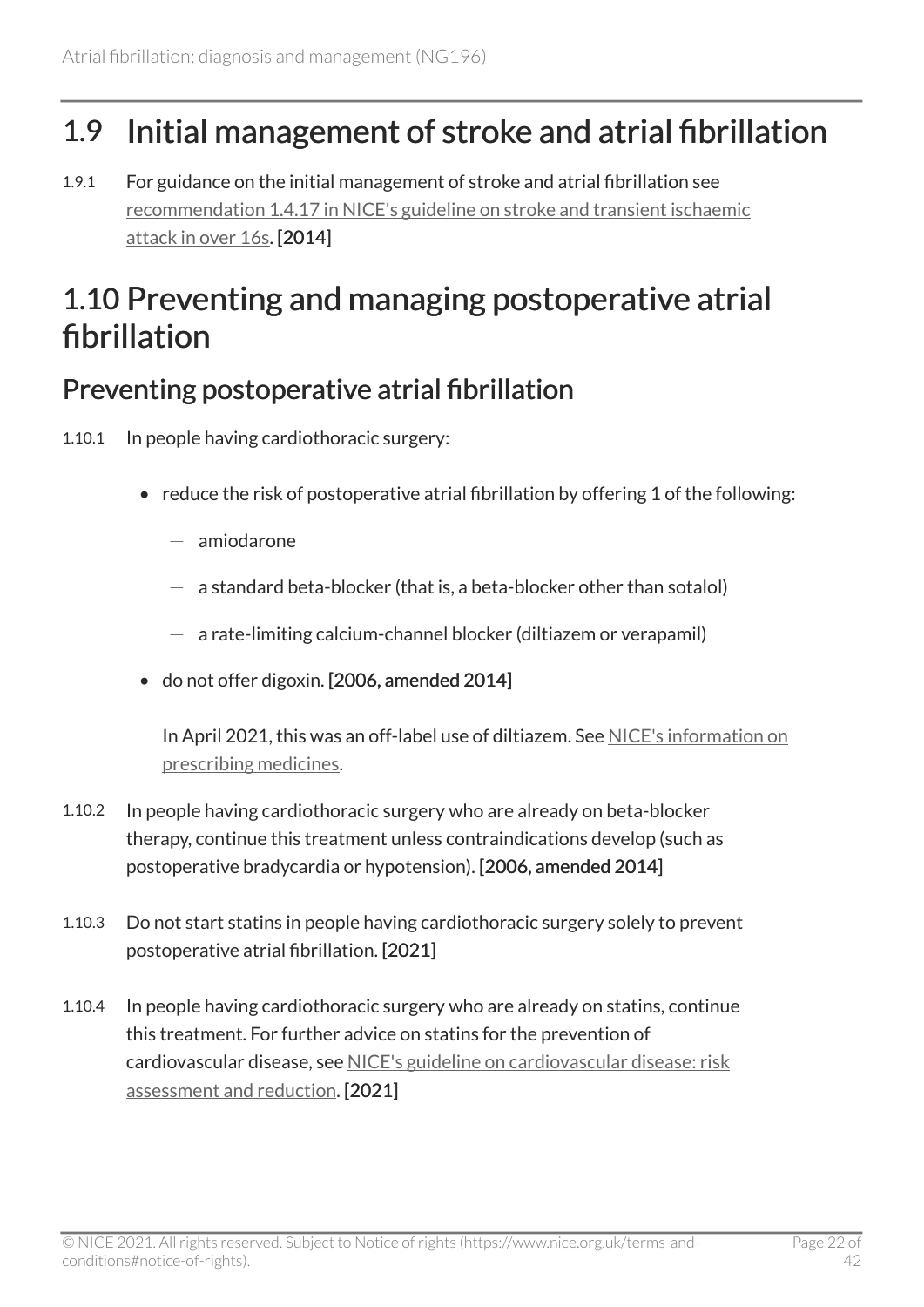## 1.9 Initial management of stroke and atrial fibrillation

1.9.1 For guidance on the initial management of stroke and atrial fibrillation see recommendation 1.4.17 in NICE's guideline on stroke and transient ischaemic attack in over 16s. [2014]

## 1.10 Preventing and managing postoperative atrial fibrillation

### Preventing postoperative atrial fibrillation

1.10.1 In people having cardiothoracic surgery:

- reduce the risk of postoperative atrial fibrillation by offering 1 of the following:
  - amiodarone
  - a standard beta-blocker (that is, a beta-blocker other than sotalol)
  - a rate-limiting calcium-channel blocker (diltiazem or verapamil)
- do not offer digoxin. **[2006, amended 2014]**

In April 2021, this was an off-label use of diltiazem. See NICE's information on prescribing medicines.

1.10.2 In people having cardiothoracic surgery who are already on beta-blocker therapy, continue this treatment unless contraindications develop (such as postoperative bradycardia or hypotension). **[2006, amended 2014]**

1.10.3 Do not start statins in people having cardiothoracic surgery solely to prevent postoperative atrial fibrillation. **[2021]**

1.10.4 In people having cardiothoracic surgery who are already on statins, continue this treatment. For further advice on statins for the prevention of cardiovascular disease, see NICE's guideline on cardiovascular disease: risk assessment and reduction. **[2021]**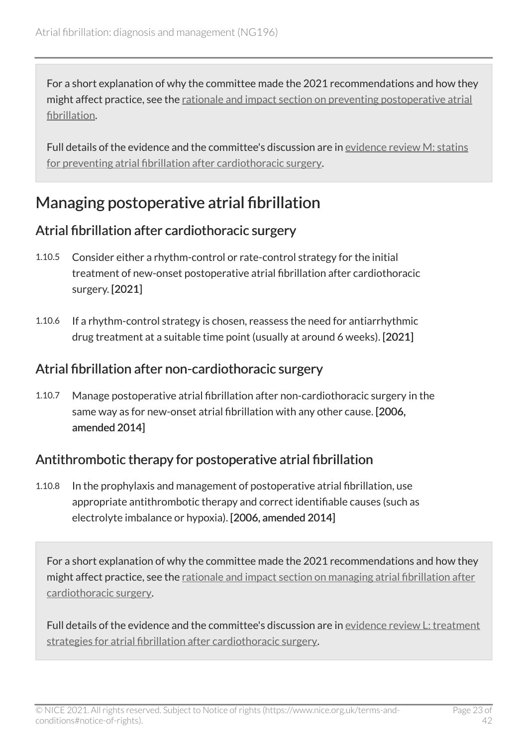For a short explanation of why the committee made the 2021 recommendations and how they might affect practice, see the rationale and impact section on preventing postoperative atrial fibrillation.

Full details of the evidence and the committee's discussion are in evidence review M: statins for preventing atrial fibrillation after cardiothoracic surgery.

## Managing postoperative atrial fibrillation

### Atrial fibrillation after cardiothoracic surgery

1.10.5 Consider either a rhythm-control or rate-control strategy for the initial treatment of new-onset postoperative atrial fibrillation after cardiothoracic surgery. **[2021]**

1.10.6 If a rhythm-control strategy is chosen, reassess the need for antiarrhythmic drug treatment at a suitable time point (usually at around 6 weeks). **[2021]**

### Atrial fibrillation after non-cardiothoracic surgery

1.10.7 Manage postoperative atrial fibrillation after non-cardiothoracic surgery in the same way as for new-onset atrial fibrillation with any other cause. **[2006, amended 2014]**

### Antithrombotic therapy for postoperative atrial fibrillation

1.10.8 In the prophylaxis and management of postoperative atrial fibrillation, use appropriate antithrombotic therapy and correct identifiable causes (such as electrolyte imbalance or hypoxia). **[2006, amended 2014]**

For a short explanation of why the committee made the 2021 recommendations and how they might affect practice, see the rationale and impact section on managing atrial fibrillation after cardiothoracic surgery.

Full details of the evidence and the committee's discussion are in evidence review L: treatment strategies for atrial fibrillation after cardiothoracic surgery.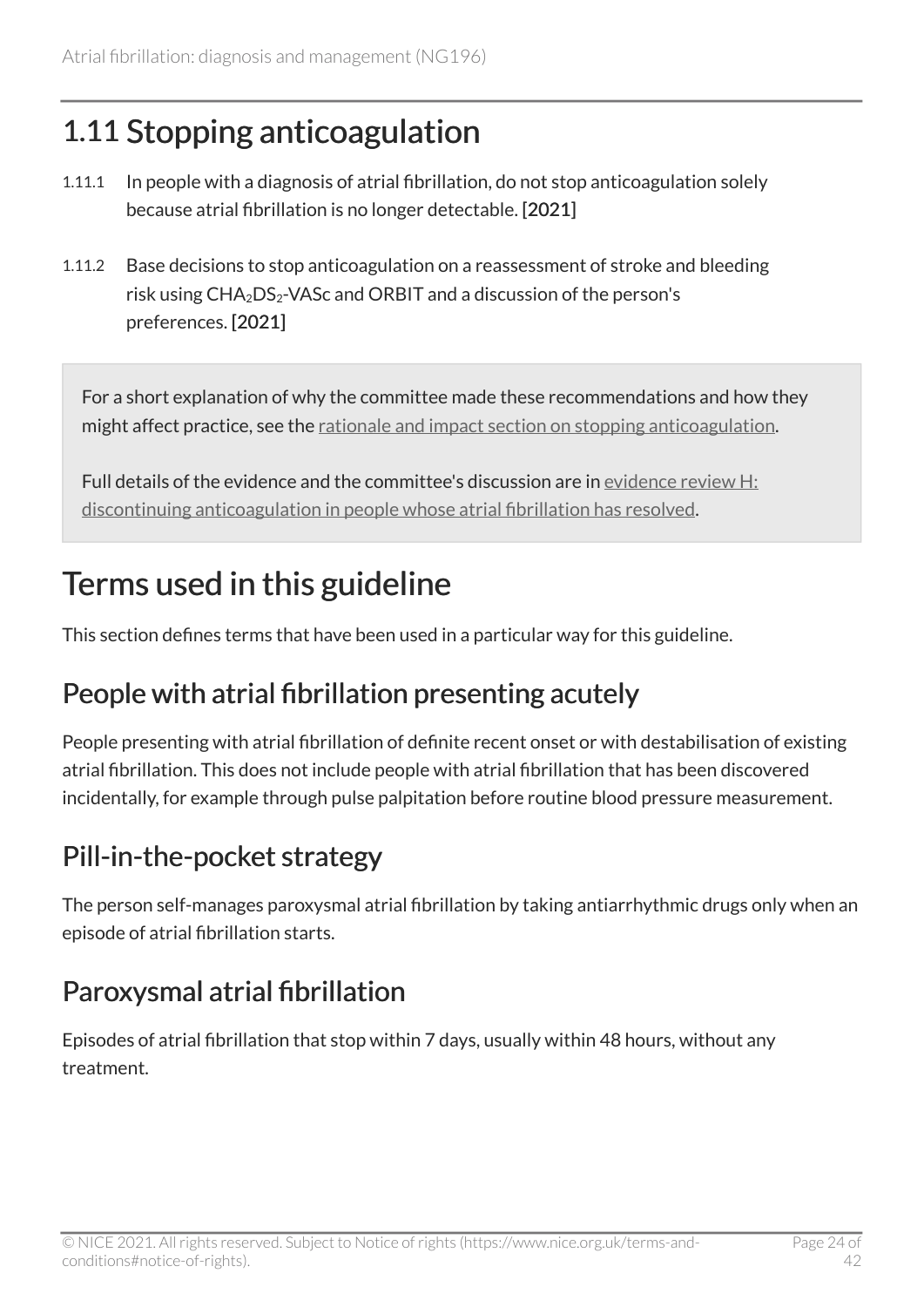## 1.11 Stopping anticoagulation

1.11.1 In people with a diagnosis of atrial fibrillation, do not stop anticoagulation solely because atrial fibrillation is no longer detectable. [2021]

1.11.2 Base decisions to stop anticoagulation on a reassessment of stroke and bleeding risk using $CHA_2DS_2$-VASc and ORBIT and a discussion of the person's preferences. [2021]

For a short explanation of why the committee made these recommendations and how they might affect practice, see the rationale and impact section on stopping anticoagulation.

Full details of the evidence and the committee's discussion are in evidence review H: discontinuing anticoagulation in people whose atrial fibrillation has resolved.

# Terms used in this guideline

This section defines terms that have been used in a particular way for this guideline.

## People with atrial fibrillation presenting acutely

People presenting with atrial fibrillation of definite recent onset or with destabilisation of existing atrial fibrillation. This does not include people with atrial fibrillation that has been discovered incidentally, for example through pulse palpitation before routine blood pressure measurement.

## Pill-in-the-pocket strategy

The person self-manages paroxysmal atrial fibrillation by taking antiarrhythmic drugs only when an episode of atrial fibrillation starts.

## Paroxysmal atrial fibrillation

Episodes of atrial fibrillation that stop within 7 days, usually within 48 hours, without any treatment.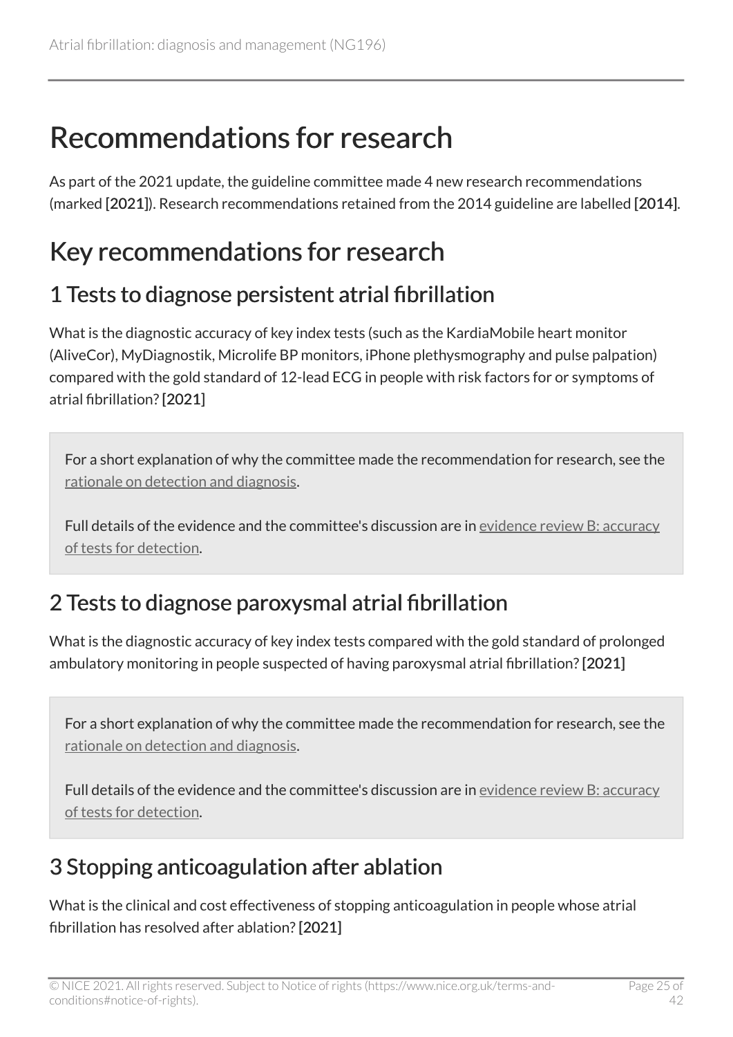# Recommendations for research

As part of the 2021 update, the guideline committee made 4 new research recommendations (marked **[2021]**). Research recommendations retained from the 2014 guideline are labelled **[2014]**.

## Key recommendations for research

### 1 Tests to diagnose persistent atrial fibrillation

What is the diagnostic accuracy of key index tests (such as the KardiaMobile heart monitor (AliveCor), MyDiagnostik, Microlife BP monitors, iPhone plethysmography and pulse palpation) compared with the gold standard of 12-lead ECG in people with risk factors for or symptoms of atrial fibrillation? **[2021]**

> For a short explanation of why the committee made the recommendation for research, see the rationale on detection and diagnosis.
>
> Full details of the evidence and the committee's discussion are in evidence review B: accuracy of tests for detection.

### 2 Tests to diagnose paroxysmal atrial fibrillation

What is the diagnostic accuracy of key index tests compared with the gold standard of prolonged ambulatory monitoring in people suspected of having paroxysmal atrial fibrillation? **[2021]**

> For a short explanation of why the committee made the recommendation for research, see the rationale on detection and diagnosis.
>
> Full details of the evidence and the committee's discussion are in evidence review B: accuracy of tests for detection.

### 3 Stopping anticoagulation after ablation

What is the clinical and cost effectiveness of stopping anticoagulation in people whose atrial fibrillation has resolved after ablation? **[2021]**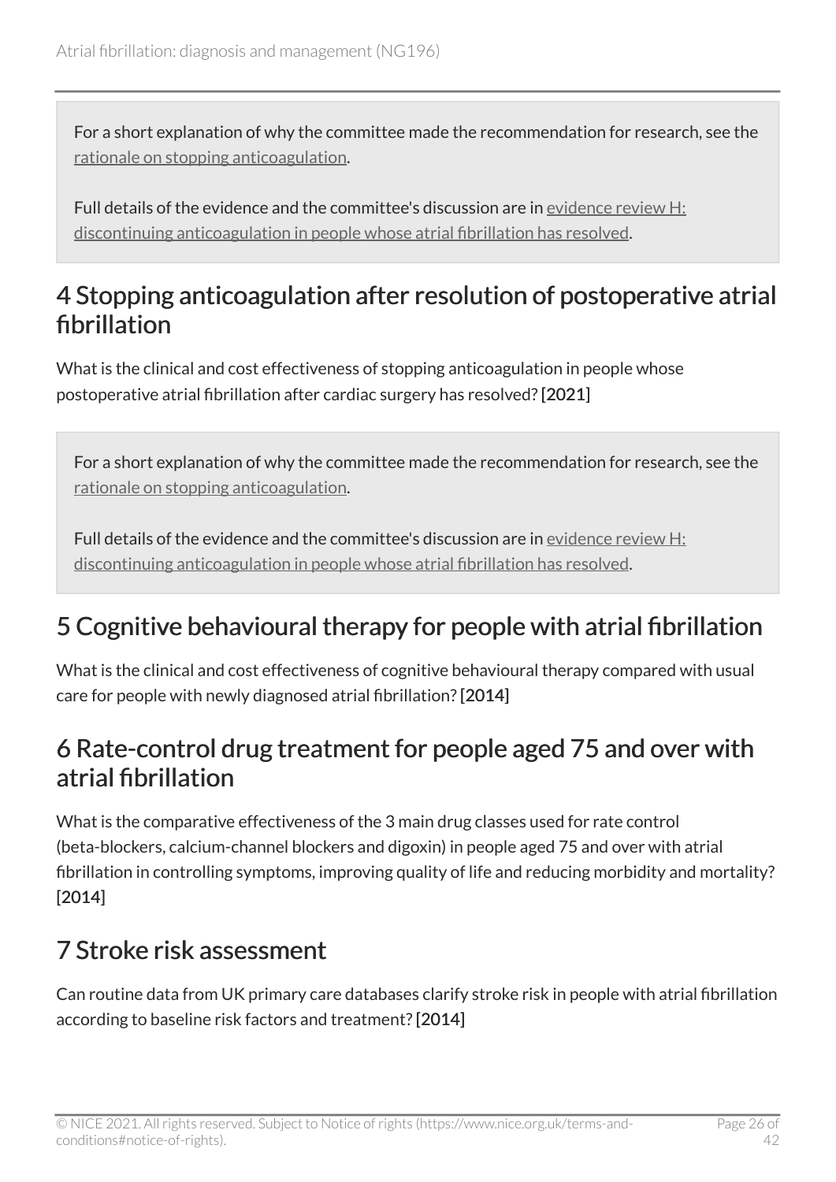For a short explanation of why the committee made the recommendation for research, see the rationale on stopping anticoagulation.

Full details of the evidence and the committee's discussion are in evidence review H: discontinuing anticoagulation in people whose atrial fibrillation has resolved.

## 4 Stopping anticoagulation after resolution of postoperative atrial fibrillation

What is the clinical and cost effectiveness of stopping anticoagulation in people whose postoperative atrial fibrillation after cardiac surgery has resolved? [2021]

For a short explanation of why the committee made the recommendation for research, see the rationale on stopping anticoagulation.

Full details of the evidence and the committee's discussion are in evidence review H: discontinuing anticoagulation in people whose atrial fibrillation has resolved.

## 5 Cognitive behavioural therapy for people with atrial fibrillation

What is the clinical and cost effectiveness of cognitive behavioural therapy compared with usual care for people with newly diagnosed atrial fibrillation? [2014]

## 6 Rate-control drug treatment for people aged 75 and over with atrial fibrillation

What is the comparative effectiveness of the 3 main drug classes used for rate control (beta-blockers, calcium-channel blockers and digoxin) in people aged 75 and over with atrial fibrillation in controlling symptoms, improving quality of life and reducing morbidity and mortality? [2014]

## 7 Stroke risk assessment

Can routine data from UK primary care databases clarify stroke risk in people with atrial fibrillation according to baseline risk factors and treatment? [2014]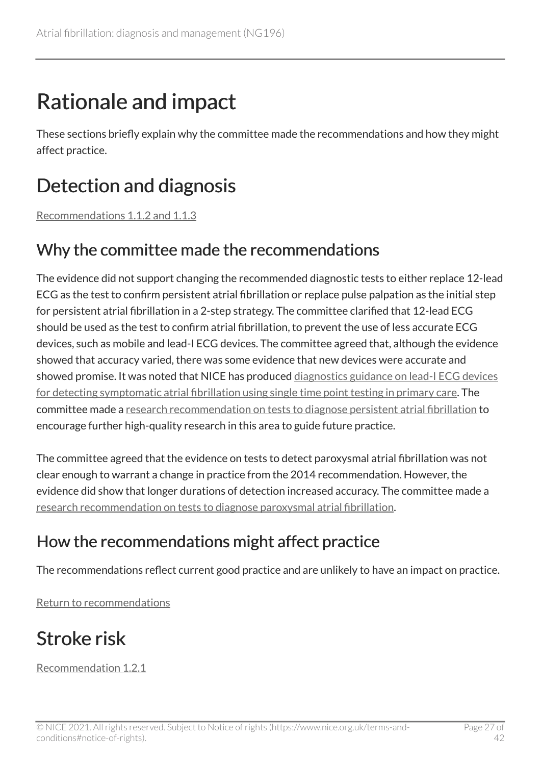# Rationale and impact

These sections briefly explain why the committee made the recommendations and how they might affect practice.

# Detection and diagnosis

Recommendations 1.1.2 and 1.1.3

## Why the committee made the recommendations

The evidence did not support changing the recommended diagnostic tests to either replace 12-lead ECG as the test to confirm persistent atrial fibrillation or replace pulse palpation as the initial step for persistent atrial fibrillation in a 2-step strategy. The committee clarified that 12-lead ECG should be used as the test to confirm atrial fibrillation, to prevent the use of less accurate ECG devices, such as mobile and lead-I ECG devices. The committee agreed that, although the evidence showed that accuracy varied, there was some evidence that new devices were accurate and showed promise. It was noted that NICE has produced diagnostics guidance on lead-I ECG devices for detecting symptomatic atrial fibrillation using single time point testing in primary care. The committee made a research recommendation on tests to diagnose persistent atrial fibrillation to encourage further high-quality research in this area to guide future practice.

The committee agreed that the evidence on tests to detect paroxysmal atrial fibrillation was not clear enough to warrant a change in practice from the 2014 recommendation. However, the evidence did show that longer durations of detection increased accuracy. The committee made a research recommendation on tests to diagnose paroxysmal atrial fibrillation.

## How the recommendations might affect practice

The recommendations reflect current good practice and are unlikely to have an impact on practice.

Return to recommendations

# Stroke risk

Recommendation 1.2.1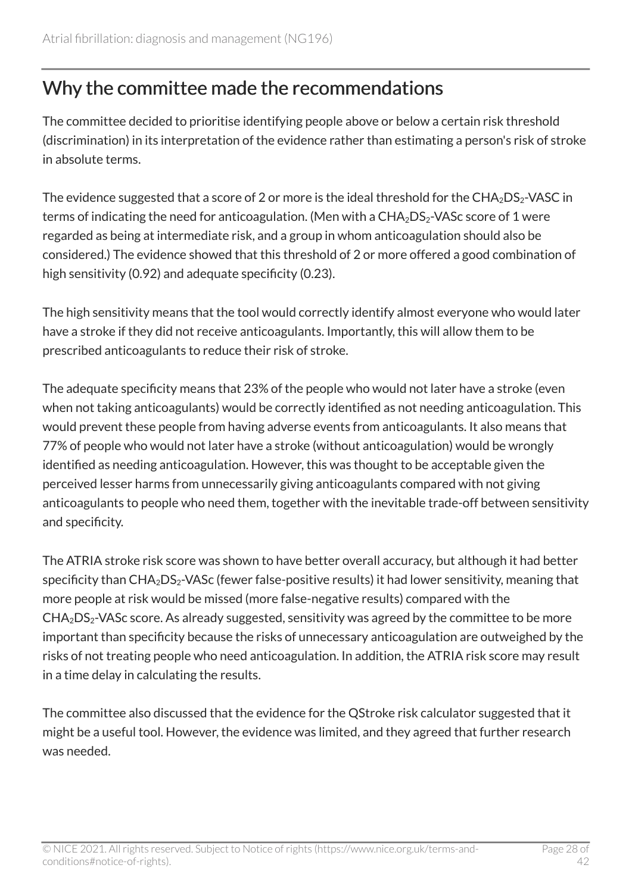## Why the committee made the recommendations

The committee decided to prioritise identifying people above or below a certain risk threshold (discrimination) in its interpretation of the evidence rather than estimating a person's risk of stroke in absolute terms.

The evidence suggested that a score of 2 or more is the ideal threshold for the $CHA_2DS_2$-VASC in terms of indicating the need for anticoagulation. (Men with a $CHA_2DS_2$-VASc score of 1 were regarded as being at intermediate risk, and a group in whom anticoagulation should also be considered.) The evidence showed that this threshold of 2 or more offered a good combination of high sensitivity (0.92) and adequate specificity (0.23).

The high sensitivity means that the tool would correctly identify almost everyone who would later have a stroke if they did not receive anticoagulants. Importantly, this will allow them to be prescribed anticoagulants to reduce their risk of stroke.

The adequate specificity means that 23% of the people who would not later have a stroke (even when not taking anticoagulants) would be correctly identified as not needing anticoagulation. This would prevent these people from having adverse events from anticoagulants. It also means that 77% of people who would not later have a stroke (without anticoagulation) would be wrongly identified as needing anticoagulation. However, this was thought to be acceptable given the perceived lesser harms from unnecessarily giving anticoagulants compared with not giving anticoagulants to people who need them, together with the inevitable trade-off between sensitivity and specificity.

The ATRIA stroke risk score was shown to have better overall accuracy, but although it had better specificity than $CHA_2DS_2$-VASc (fewer false-positive results) it had lower sensitivity, meaning that more people at risk would be missed (more false-negative results) compared with the $CHA_2DS_2$-VASc score. As already suggested, sensitivity was agreed by the committee to be more important than specificity because the risks of unnecessary anticoagulation are outweighed by the risks of not treating people who need anticoagulation. In addition, the ATRIA risk score may result in a time delay in calculating the results.

The committee also discussed that the evidence for the QStroke risk calculator suggested that it might be a useful tool. However, the evidence was limited, and they agreed that further research was needed.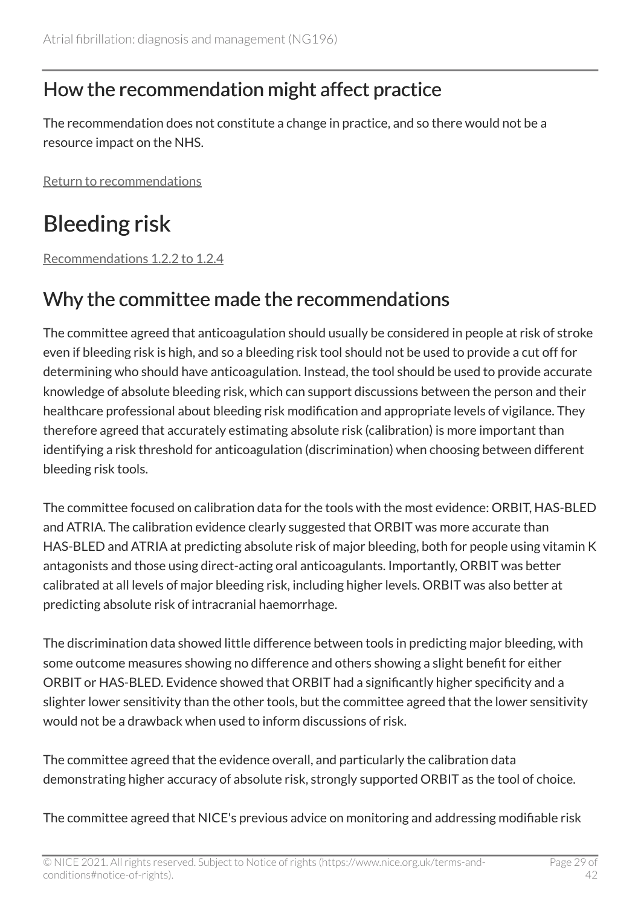## How the recommendation might affect practice

The recommendation does not constitute a change in practice, and so there would not be a resource impact on the NHS.

Return to recommendations

# Bleeding risk

Recommendations 1.2.2 to 1.2.4

## Why the committee made the recommendations

The committee agreed that anticoagulation should usually be considered in people at risk of stroke even if bleeding risk is high, and so a bleeding risk tool should not be used to provide a cut off for determining who should have anticoagulation. Instead, the tool should be used to provide accurate knowledge of absolute bleeding risk, which can support discussions between the person and their healthcare professional about bleeding risk modification and appropriate levels of vigilance. They therefore agreed that accurately estimating absolute risk (calibration) is more important than identifying a risk threshold for anticoagulation (discrimination) when choosing between different bleeding risk tools.

The committee focused on calibration data for the tools with the most evidence: ORBIT, HAS-BLED and ATRIA. The calibration evidence clearly suggested that ORBIT was more accurate than HAS-BLED and ATRIA at predicting absolute risk of major bleeding, both for people using vitamin K antagonists and those using direct-acting oral anticoagulants. Importantly, ORBIT was better calibrated at all levels of major bleeding risk, including higher levels. ORBIT was also better at predicting absolute risk of intracranial haemorrhage.

The discrimination data showed little difference between tools in predicting major bleeding, with some outcome measures showing no difference and others showing a slight benefit for either ORBIT or HAS-BLED. Evidence showed that ORBIT had a significantly higher specificity and a slighter lower sensitivity than the other tools, but the committee agreed that the lower sensitivity would not be a drawback when used to inform discussions of risk.

The committee agreed that the evidence overall, and particularly the calibration data demonstrating higher accuracy of absolute risk, strongly supported ORBIT as the tool of choice.

The committee agreed that NICE's previous advice on monitoring and addressing modifiable risk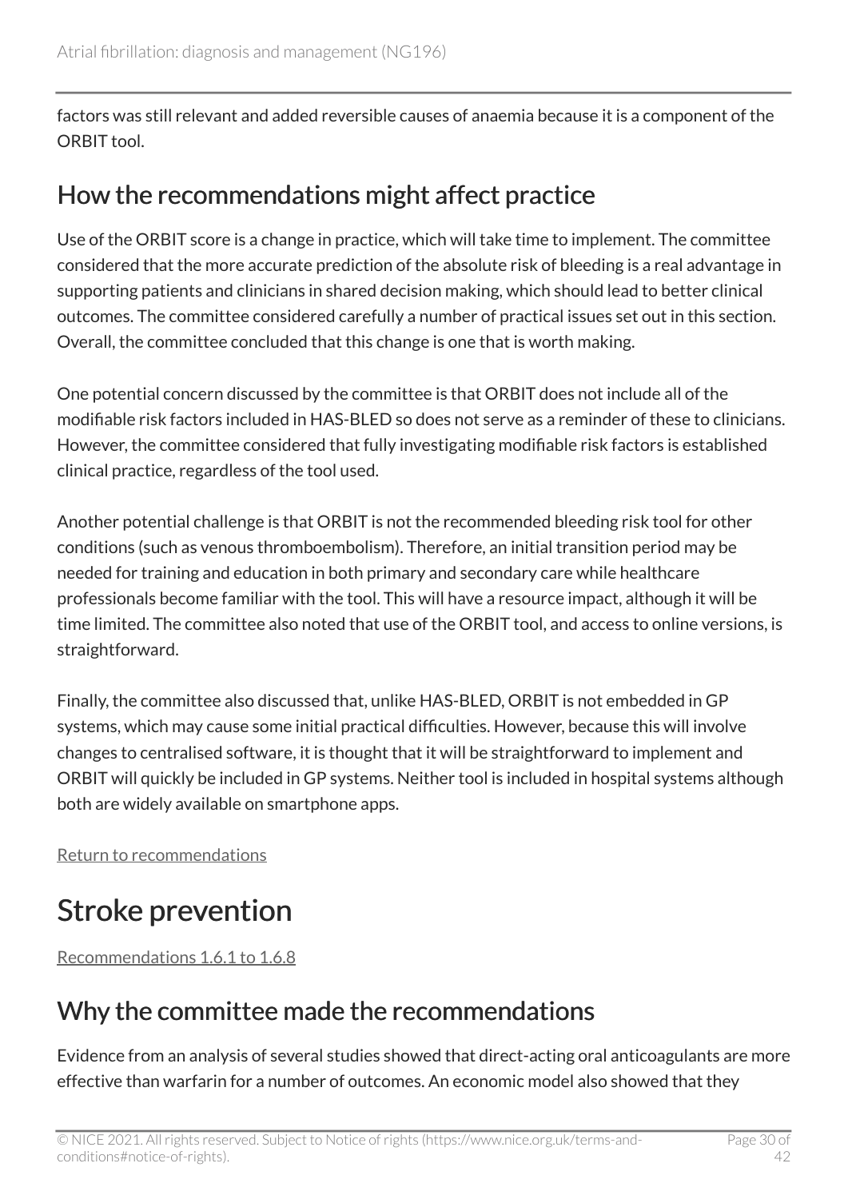factors was still relevant and added reversible causes of anaemia because it is a component of the ORBIT tool.

## How the recommendations might affect practice

Use of the ORBIT score is a change in practice, which will take time to implement. The committee considered that the more accurate prediction of the absolute risk of bleeding is a real advantage in supporting patients and clinicians in shared decision making, which should lead to better clinical outcomes. The committee considered carefully a number of practical issues set out in this section. Overall, the committee concluded that this change is one that is worth making.

One potential concern discussed by the committee is that ORBIT does not include all of the modifiable risk factors included in HAS-BLED so does not serve as a reminder of these to clinicians. However, the committee considered that fully investigating modifiable risk factors is established clinical practice, regardless of the tool used.

Another potential challenge is that ORBIT is not the recommended bleeding risk tool for other conditions (such as venous thromboembolism). Therefore, an initial transition period may be needed for training and education in both primary and secondary care while healthcare professionals become familiar with the tool. This will have a resource impact, although it will be time limited. The committee also noted that use of the ORBIT tool, and access to online versions, is straightforward.

Finally, the committee also discussed that, unlike HAS-BLED, ORBIT is not embedded in GP systems, which may cause some initial practical difficulties. However, because this will involve changes to centralised software, it is thought that it will be straightforward to implement and ORBIT will quickly be included in GP systems. Neither tool is included in hospital systems although both are widely available on smartphone apps.

Return to recommendations

# Stroke prevention

Recommendations 1.6.1 to 1.6.8

## Why the committee made the recommendations

Evidence from an analysis of several studies showed that direct-acting oral anticoagulants are more effective than warfarin for a number of outcomes. An economic model also showed that they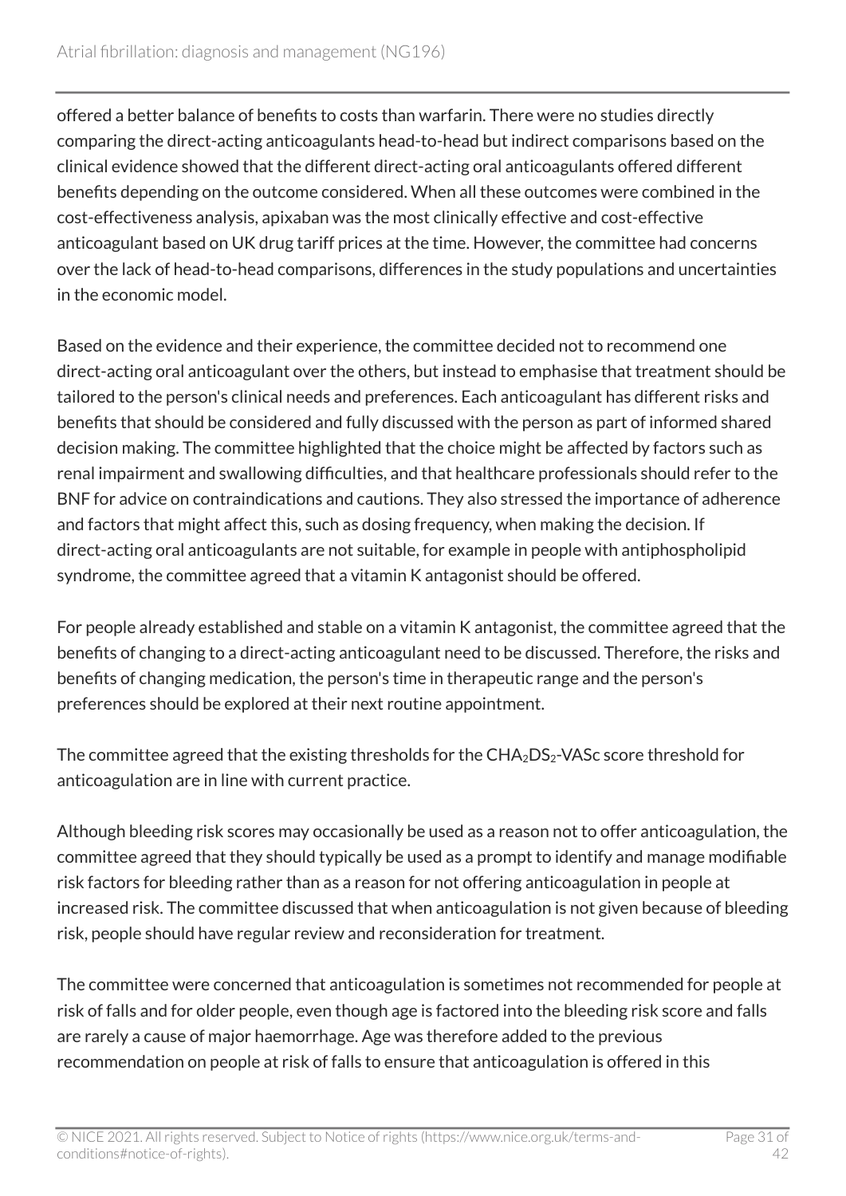offered a better balance of benefits to costs than warfarin. There were no studies directly comparing the direct-acting anticoagulants head-to-head but indirect comparisons based on the clinical evidence showed that the different direct-acting oral anticoagulants offered different benefits depending on the outcome considered. When all these outcomes were combined in the cost-effectiveness analysis, apixaban was the most clinically effective and cost-effective anticoagulant based on UK drug tariff prices at the time. However, the committee had concerns over the lack of head-to-head comparisons, differences in the study populations and uncertainties in the economic model.

Based on the evidence and their experience, the committee decided not to recommend one direct-acting oral anticoagulant over the others, but instead to emphasise that treatment should be tailored to the person's clinical needs and preferences. Each anticoagulant has different risks and benefits that should be considered and fully discussed with the person as part of informed shared decision making. The committee highlighted that the choice might be affected by factors such as renal impairment and swallowing difficulties, and that healthcare professionals should refer to the BNF for advice on contraindications and cautions. They also stressed the importance of adherence and factors that might affect this, such as dosing frequency, when making the decision. If direct-acting oral anticoagulants are not suitable, for example in people with antiphospholipid syndrome, the committee agreed that a vitamin K antagonist should be offered.

For people already established and stable on a vitamin K antagonist, the committee agreed that the benefits of changing to a direct-acting anticoagulant need to be discussed. Therefore, the risks and benefits of changing medication, the person's time in therapeutic range and the person's preferences should be explored at their next routine appointment.

The committee agreed that the existing thresholds for the $CHA_2DS_2$-VASc score threshold for anticoagulation are in line with current practice.

Although bleeding risk scores may occasionally be used as a reason not to offer anticoagulation, the committee agreed that they should typically be used as a prompt to identify and manage modifiable risk factors for bleeding rather than as a reason for not offering anticoagulation in people at increased risk. The committee discussed that when anticoagulation is not given because of bleeding risk, people should have regular review and reconsideration for treatment.

The committee were concerned that anticoagulation is sometimes not recommended for people at risk of falls and for older people, even though age is factored into the bleeding risk score and falls are rarely a cause of major haemorrhage. Age was therefore added to the previous recommendation on people at risk of falls to ensure that anticoagulation is offered in this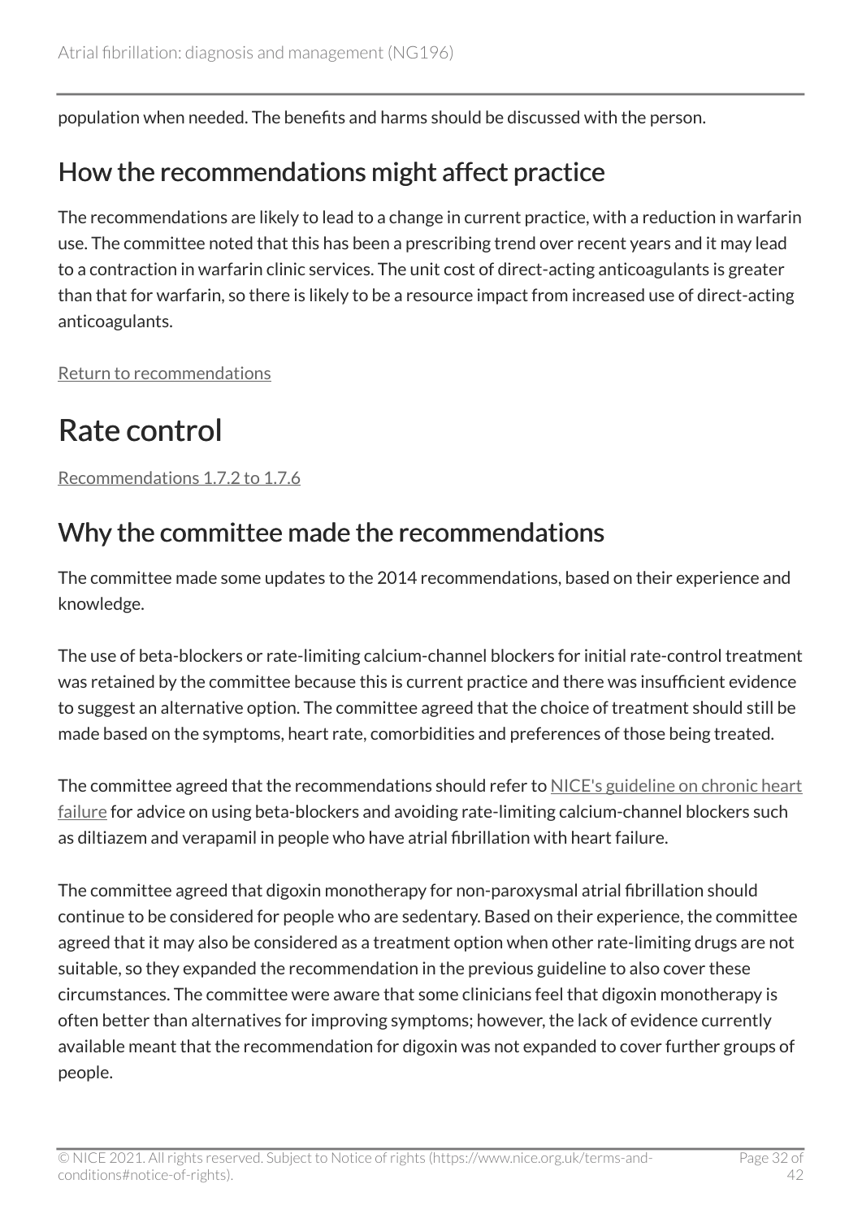population when needed. The benefits and harms should be discussed with the person.

## How the recommendations might affect practice

The recommendations are likely to lead to a change in current practice, with a reduction in warfarin use. The committee noted that this has been a prescribing trend over recent years and it may lead to a contraction in warfarin clinic services. The unit cost of direct-acting anticoagulants is greater than that for warfarin, so there is likely to be a resource impact from increased use of direct-acting anticoagulants.

Return to recommendations

# Rate control

Recommendations 1.7.2 to 1.7.6

## Why the committee made the recommendations

The committee made some updates to the 2014 recommendations, based on their experience and knowledge.

The use of beta-blockers or rate-limiting calcium-channel blockers for initial rate-control treatment was retained by the committee because this is current practice and there was insufficient evidence to suggest an alternative option. The committee agreed that the choice of treatment should still be made based on the symptoms, heart rate, comorbidities and preferences of those being treated.

The committee agreed that the recommendations should refer to NICE's guideline on chronic heart failure for advice on using beta-blockers and avoiding rate-limiting calcium-channel blockers such as diltiazem and verapamil in people who have atrial fibrillation with heart failure.

The committee agreed that digoxin monotherapy for non-paroxysmal atrial fibrillation should continue to be considered for people who are sedentary. Based on their experience, the committee agreed that it may also be considered as a treatment option when other rate-limiting drugs are not suitable, so they expanded the recommendation in the previous guideline to also cover these circumstances. The committee were aware that some clinicians feel that digoxin monotherapy is often better than alternatives for improving symptoms; however, the lack of evidence currently available meant that the recommendation for digoxin was not expanded to cover further groups of people.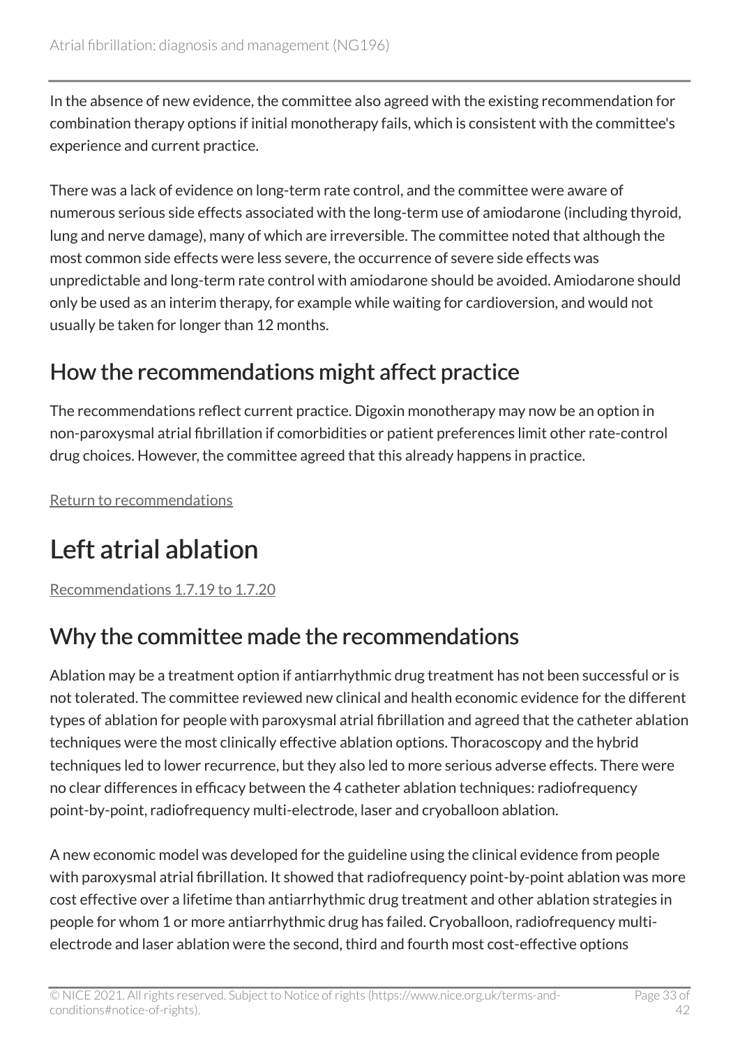In the absence of new evidence, the committee also agreed with the existing recommendation for combination therapy options if initial monotherapy fails, which is consistent with the committee's experience and current practice.

There was a lack of evidence on long-term rate control, and the committee were aware of numerous serious side effects associated with the long-term use of amiodarone (including thyroid, lung and nerve damage), many of which are irreversible. The committee noted that although the most common side effects were less severe, the occurrence of severe side effects was unpredictable and long-term rate control with amiodarone should be avoided. Amiodarone should only be used as an interim therapy, for example while waiting for cardioversion, and would not usually be taken for longer than 12 months.

## How the recommendations might affect practice

The recommendations reflect current practice. Digoxin monotherapy may now be an option in non-paroxysmal atrial fibrillation if comorbidities or patient preferences limit other rate-control drug choices. However, the committee agreed that this already happens in practice.

Return to recommendations

# Left atrial ablation

Recommendations 1.7.19 to 1.7.20

## Why the committee made the recommendations

Ablation may be a treatment option if antiarrhythmic drug treatment has not been successful or is not tolerated. The committee reviewed new clinical and health economic evidence for the different types of ablation for people with paroxysmal atrial fibrillation and agreed that the catheter ablation techniques were the most clinically effective ablation options. Thoracoscopy and the hybrid techniques led to lower recurrence, but they also led to more serious adverse effects. There were no clear differences in efficacy between the 4 catheter ablation techniques: radiofrequency point-by-point, radiofrequency multi-electrode, laser and cryoballoon ablation.

A new economic model was developed for the guideline using the clinical evidence from people with paroxysmal atrial fibrillation. It showed that radiofrequency point-by-point ablation was more cost effective over a lifetime than antiarrhythmic drug treatment and other ablation strategies in people for whom 1 or more antiarrhythmic drug has failed. Cryoballoon, radiofrequency multi-electrode and laser ablation were the second, third and fourth most cost-effective options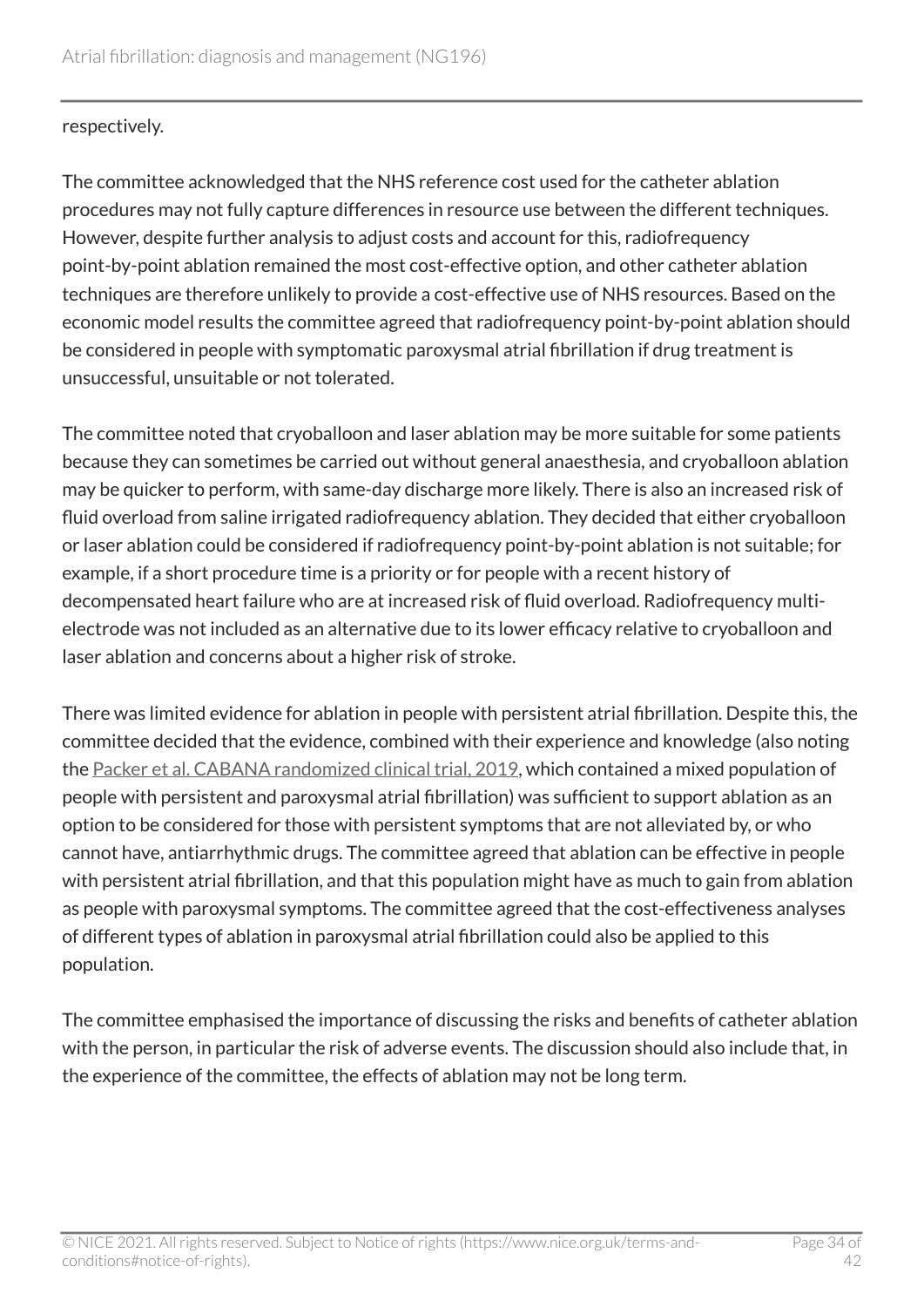respectively.

The committee acknowledged that the NHS reference cost used for the catheter ablation procedures may not fully capture differences in resource use between the different techniques. However, despite further analysis to adjust costs and account for this, radiofrequency point-by-point ablation remained the most cost-effective option, and other catheter ablation techniques are therefore unlikely to provide a cost-effective use of NHS resources. Based on the economic model results the committee agreed that radiofrequency point-by-point ablation should be considered in people with symptomatic paroxysmal atrial fibrillation if drug treatment is unsuccessful, unsuitable or not tolerated.

The committee noted that cryoballoon and laser ablation may be more suitable for some patients because they can sometimes be carried out without general anaesthesia, and cryoballoon ablation may be quicker to perform, with same-day discharge more likely. There is also an increased risk of fluid overload from saline irrigated radiofrequency ablation. They decided that either cryoballoon or laser ablation could be considered if radiofrequency point-by-point ablation is not suitable; for example, if a short procedure time is a priority or for people with a recent history of decompensated heart failure who are at increased risk of fluid overload. Radiofrequency multi-electrode was not included as an alternative due to its lower efficacy relative to cryoballoon and laser ablation and concerns about a higher risk of stroke.

There was limited evidence for ablation in people with persistent atrial fibrillation. Despite this, the committee decided that the evidence, combined with their experience and knowledge (also noting the [Packer et al. CABANA randomized clinical trial, 2019](), which contained a mixed population of people with persistent and paroxysmal atrial fibrillation) was sufficient to support ablation as an option to be considered for those with persistent symptoms that are not alleviated by, or who cannot have, antiarrhythmic drugs. The committee agreed that ablation can be effective in people with persistent atrial fibrillation, and that this population might have as much to gain from ablation as people with paroxysmal symptoms. The committee agreed that the cost-effectiveness analyses of different types of ablation in paroxysmal atrial fibrillation could also be applied to this population.

The committee emphasised the importance of discussing the risks and benefits of catheter ablation with the person, in particular the risk of adverse events. The discussion should also include that, in the experience of the committee, the effects of ablation may not be long term.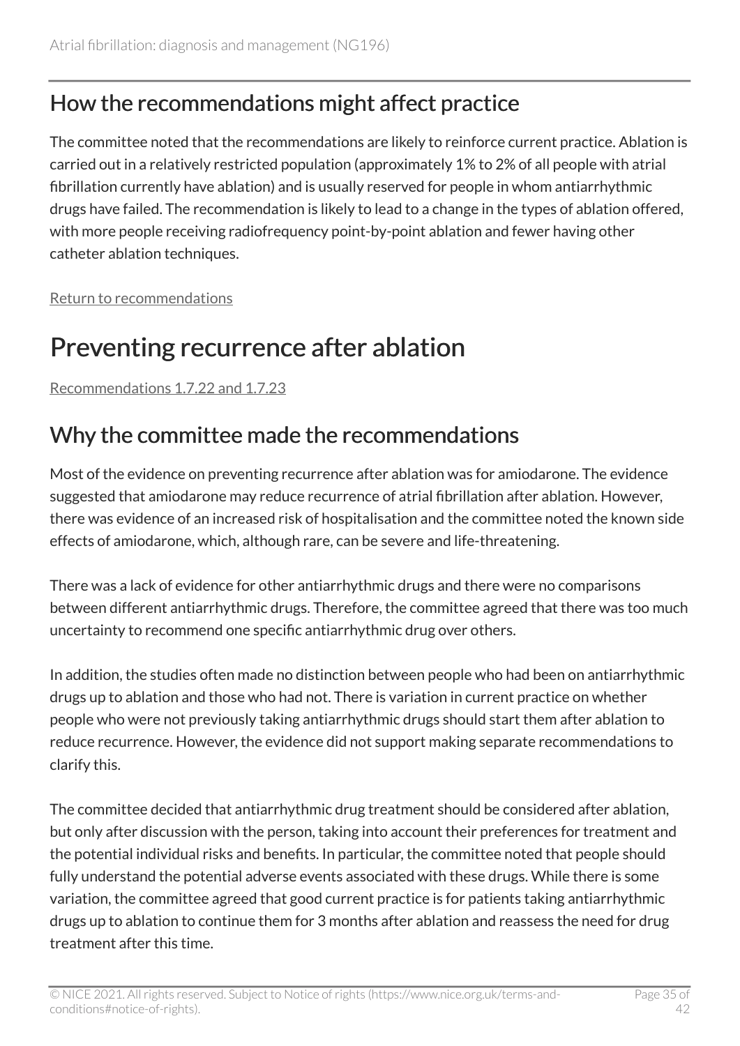## How the recommendations might affect practice

The committee noted that the recommendations are likely to reinforce current practice. Ablation is carried out in a relatively restricted population (approximately 1% to 2% of all people with atrial fibrillation currently have ablation) and is usually reserved for people in whom antiarrhythmic drugs have failed. The recommendation is likely to lead to a change in the types of ablation offered, with more people receiving radiofrequency point-by-point ablation and fewer having other catheter ablation techniques.

Return to recommendations

# Preventing recurrence after ablation

Recommendations 1.7.22 and 1.7.23

## Why the committee made the recommendations

Most of the evidence on preventing recurrence after ablation was for amiodarone. The evidence suggested that amiodarone may reduce recurrence of atrial fibrillation after ablation. However, there was evidence of an increased risk of hospitalisation and the committee noted the known side effects of amiodarone, which, although rare, can be severe and life-threatening.

There was a lack of evidence for other antiarrhythmic drugs and there were no comparisons between different antiarrhythmic drugs. Therefore, the committee agreed that there was too much uncertainty to recommend one specific antiarrhythmic drug over others.

In addition, the studies often made no distinction between people who had been on antiarrhythmic drugs up to ablation and those who had not. There is variation in current practice on whether people who were not previously taking antiarrhythmic drugs should start them after ablation to reduce recurrence. However, the evidence did not support making separate recommendations to clarify this.

The committee decided that antiarrhythmic drug treatment should be considered after ablation, but only after discussion with the person, taking into account their preferences for treatment and the potential individual risks and benefits. In particular, the committee noted that people should fully understand the potential adverse events associated with these drugs. While there is some variation, the committee agreed that good current practice is for patients taking antiarrhythmic drugs up to ablation to continue them for 3 months after ablation and reassess the need for drug treatment after this time.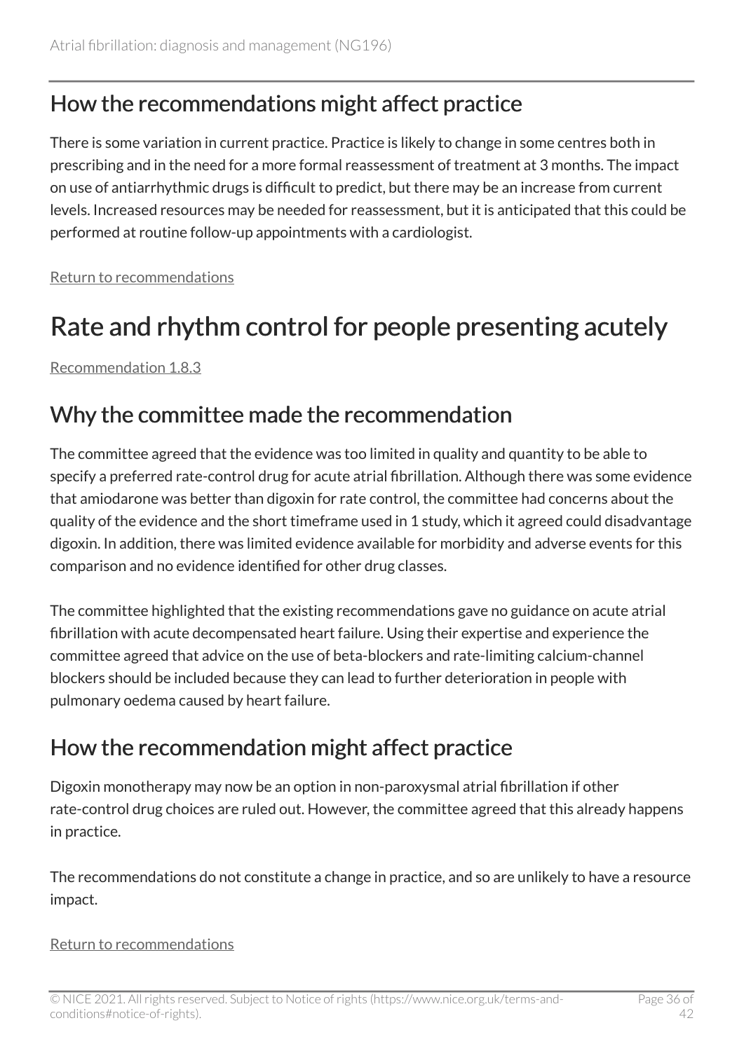## How the recommendations might affect practice

There is some variation in current practice. Practice is likely to change in some centres both in prescribing and in the need for a more formal reassessment of treatment at 3 months. The impact on use of antiarrhythmic drugs is difficult to predict, but there may be an increase from current levels. Increased resources may be needed for reassessment, but it is anticipated that this could be performed at routine follow-up appointments with a cardiologist.

Return to recommendations

# Rate and rhythm control for people presenting acutely

Recommendation 1.8.3

## Why the committee made the recommendation

The committee agreed that the evidence was too limited in quality and quantity to be able to specify a preferred rate-control drug for acute atrial fibrillation. Although there was some evidence that amiodarone was better than digoxin for rate control, the committee had concerns about the quality of the evidence and the short timeframe used in 1 study, which it agreed could disadvantage digoxin. In addition, there was limited evidence available for morbidity and adverse events for this comparison and no evidence identified for other drug classes.

The committee highlighted that the existing recommendations gave no guidance on acute atrial fibrillation with acute decompensated heart failure. Using their expertise and experience the committee agreed that advice on the use of beta-blockers and rate-limiting calcium-channel blockers should be included because they can lead to further deterioration in people with pulmonary oedema caused by heart failure.

## How the recommendation might affect practice

Digoxin monotherapy may now be an option in non-paroxysmal atrial fibrillation if other rate-control drug choices are ruled out. However, the committee agreed that this already happens in practice.

The recommendations do not constitute a change in practice, and so are unlikely to have a resource impact.

Return to recommendations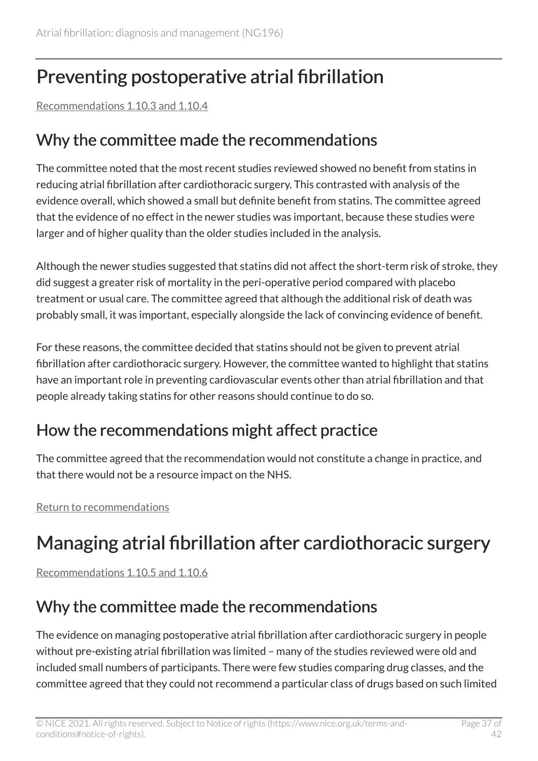# Preventing postoperative atrial fibrillation

Recommendations 1.10.3 and 1.10.4

## Why the committee made the recommendations

The committee noted that the most recent studies reviewed showed no benefit from statins in reducing atrial fibrillation after cardiothoracic surgery. This contrasted with analysis of the evidence overall, which showed a small but definite benefit from statins. The committee agreed that the evidence of no effect in the newer studies was important, because these studies were larger and of higher quality than the older studies included in the analysis.

Although the newer studies suggested that statins did not affect the short-term risk of stroke, they did suggest a greater risk of mortality in the peri-operative period compared with placebo treatment or usual care. The committee agreed that although the additional risk of death was probably small, it was important, especially alongside the lack of convincing evidence of benefit.

For these reasons, the committee decided that statins should not be given to prevent atrial fibrillation after cardiothoracic surgery. However, the committee wanted to highlight that statins have an important role in preventing cardiovascular events other than atrial fibrillation and that people already taking statins for other reasons should continue to do so.

## How the recommendations might affect practice

The committee agreed that the recommendation would not constitute a change in practice, and that there would not be a resource impact on the NHS.

Return to recommendations

# Managing atrial fibrillation after cardiothoracic surgery

Recommendations 1.10.5 and 1.10.6

## Why the committee made the recommendations

The evidence on managing postoperative atrial fibrillation after cardiothoracic surgery in people without pre-existing atrial fibrillation was limited – many of the studies reviewed were old and included small numbers of participants. There were few studies comparing drug classes, and the committee agreed that they could not recommend a particular class of drugs based on such limited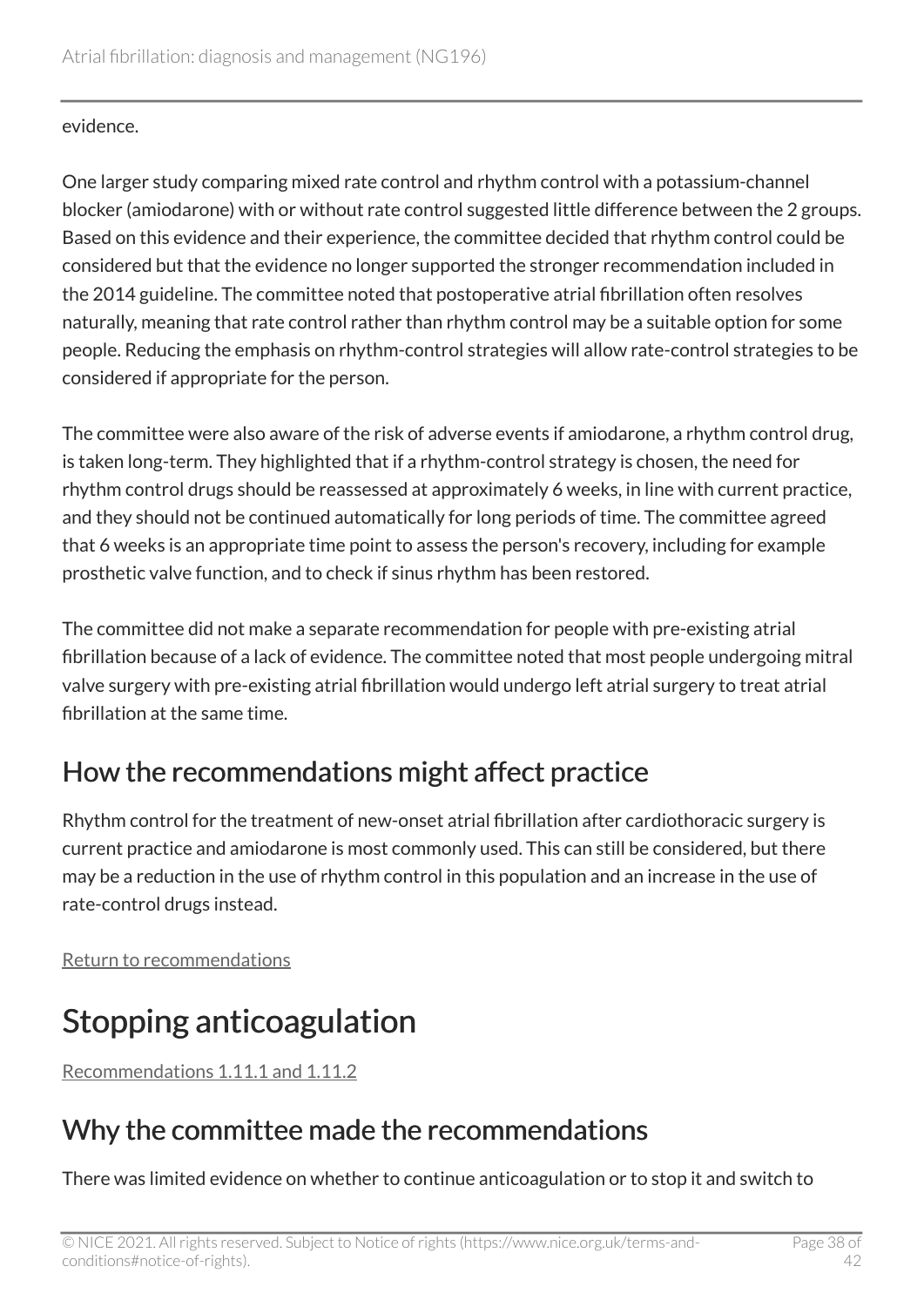evidence.

One larger study comparing mixed rate control and rhythm control with a potassium-channel blocker (amiodarone) with or without rate control suggested little difference between the 2 groups. Based on this evidence and their experience, the committee decided that rhythm control could be considered but that the evidence no longer supported the stronger recommendation included in the 2014 guideline. The committee noted that postoperative atrial fibrillation often resolves naturally, meaning that rate control rather than rhythm control may be a suitable option for some people. Reducing the emphasis on rhythm-control strategies will allow rate-control strategies to be considered if appropriate for the person.

The committee were also aware of the risk of adverse events if amiodarone, a rhythm control drug, is taken long-term. They highlighted that if a rhythm-control strategy is chosen, the need for rhythm control drugs should be reassessed at approximately 6 weeks, in line with current practice, and they should not be continued automatically for long periods of time. The committee agreed that 6 weeks is an appropriate time point to assess the person's recovery, including for example prosthetic valve function, and to check if sinus rhythm has been restored.

The committee did not make a separate recommendation for people with pre-existing atrial fibrillation because of a lack of evidence. The committee noted that most people undergoing mitral valve surgery with pre-existing atrial fibrillation would undergo left atrial surgery to treat atrial fibrillation at the same time.

## How the recommendations might affect practice

Rhythm control for the treatment of new-onset atrial fibrillation after cardiothoracic surgery is current practice and amiodarone is most commonly used. This can still be considered, but there may be a reduction in the use of rhythm control in this population and an increase in the use of rate-control drugs instead.

Return to recommendations

# Stopping anticoagulation

Recommendations 1.11.1 and 1.11.2

## Why the committee made the recommendations

There was limited evidence on whether to continue anticoagulation or to stop it and switch to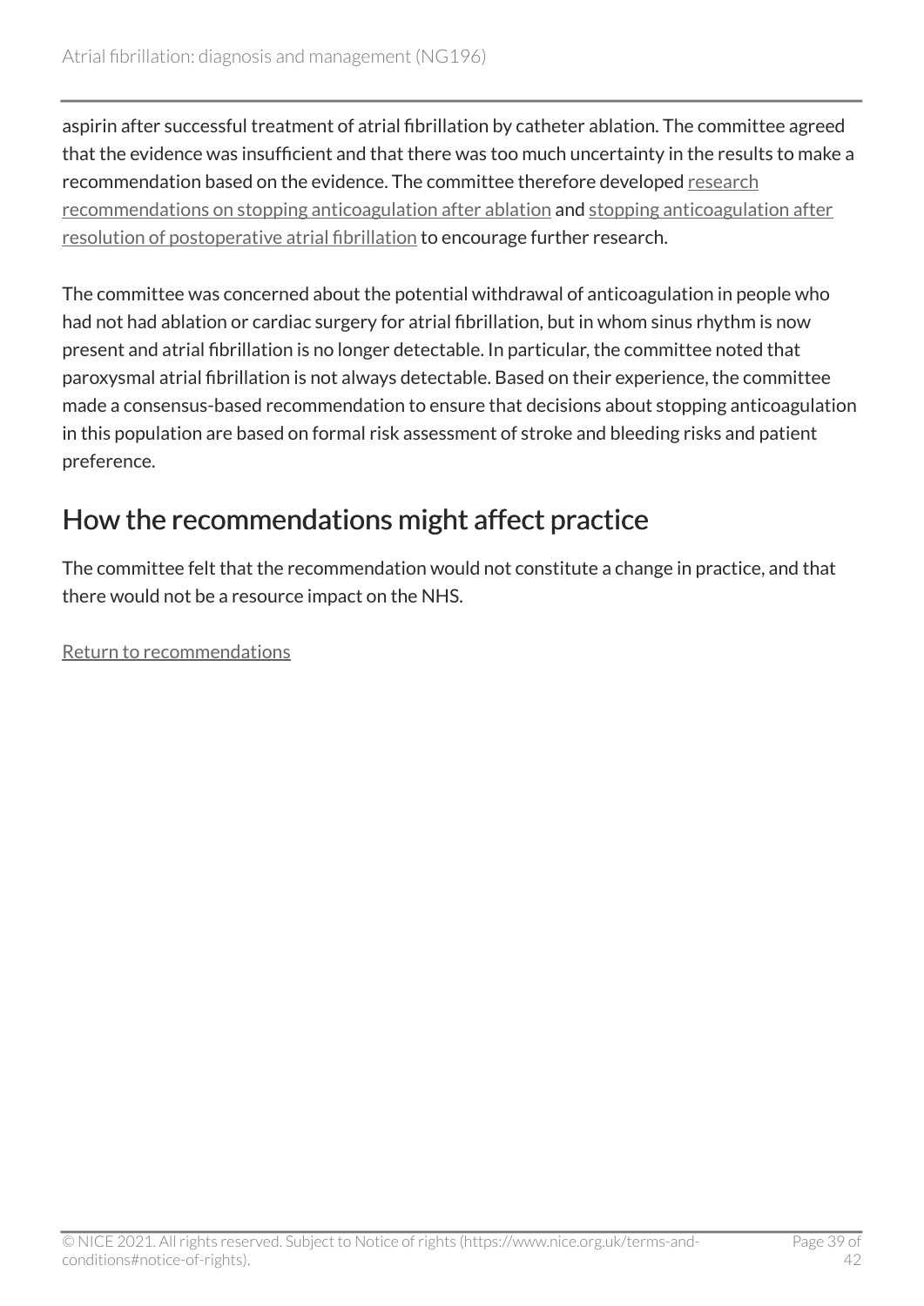aspirin after successful treatment of atrial fibrillation by catheter ablation. The committee agreed that the evidence was insufficient and that there was too much uncertainty in the results to make a recommendation based on the evidence. The committee therefore developed research recommendations on stopping anticoagulation after ablation and stopping anticoagulation after resolution of postoperative atrial fibrillation to encourage further research.

The committee was concerned about the potential withdrawal of anticoagulation in people who had not had ablation or cardiac surgery for atrial fibrillation, but in whom sinus rhythm is now present and atrial fibrillation is no longer detectable. In particular, the committee noted that paroxysmal atrial fibrillation is not always detectable. Based on their experience, the committee made a consensus-based recommendation to ensure that decisions about stopping anticoagulation in this population are based on formal risk assessment of stroke and bleeding risks and patient preference.

## How the recommendations might affect practice

The committee felt that the recommendation would not constitute a change in practice, and that there would not be a resource impact on the NHS.

Return to recommendations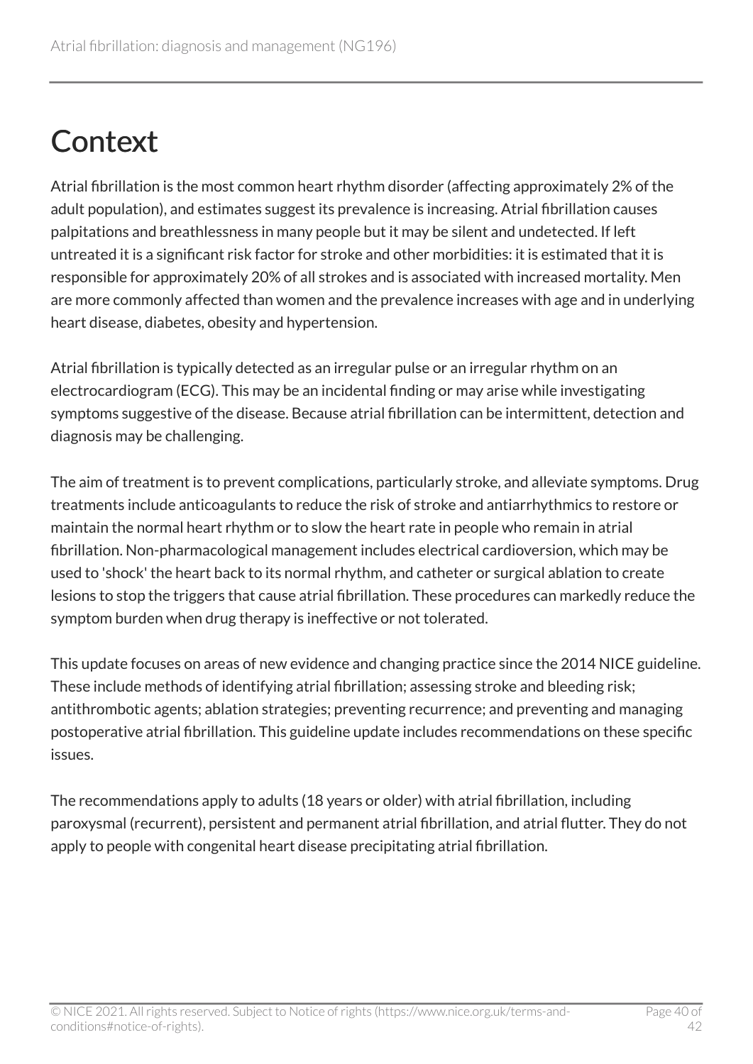# Context

Atrial fibrillation is the most common heart rhythm disorder (affecting approximately 2% of the adult population), and estimates suggest its prevalence is increasing. Atrial fibrillation causes palpitations and breathlessness in many people but it may be silent and undetected. If left untreated it is a significant risk factor for stroke and other morbidities: it is estimated that it is responsible for approximately 20% of all strokes and is associated with increased mortality. Men are more commonly affected than women and the prevalence increases with age and in underlying heart disease, diabetes, obesity and hypertension.

Atrial fibrillation is typically detected as an irregular pulse or an irregular rhythm on an electrocardiogram (ECG). This may be an incidental finding or may arise while investigating symptoms suggestive of the disease. Because atrial fibrillation can be intermittent, detection and diagnosis may be challenging.

The aim of treatment is to prevent complications, particularly stroke, and alleviate symptoms. Drug treatments include anticoagulants to reduce the risk of stroke and antiarrhythmics to restore or maintain the normal heart rhythm or to slow the heart rate in people who remain in atrial fibrillation. Non-pharmacological management includes electrical cardioversion, which may be used to 'shock' the heart back to its normal rhythm, and catheter or surgical ablation to create lesions to stop the triggers that cause atrial fibrillation. These procedures can markedly reduce the symptom burden when drug therapy is ineffective or not tolerated.

This update focuses on areas of new evidence and changing practice since the 2014 NICE guideline. These include methods of identifying atrial fibrillation; assessing stroke and bleeding risk; antithrombotic agents; ablation strategies; preventing recurrence; and preventing and managing postoperative atrial fibrillation. This guideline update includes recommendations on these specific issues.

The recommendations apply to adults (18 years or older) with atrial fibrillation, including paroxysmal (recurrent), persistent and permanent atrial fibrillation, and atrial flutter. They do not apply to people with congenital heart disease precipitating atrial fibrillation.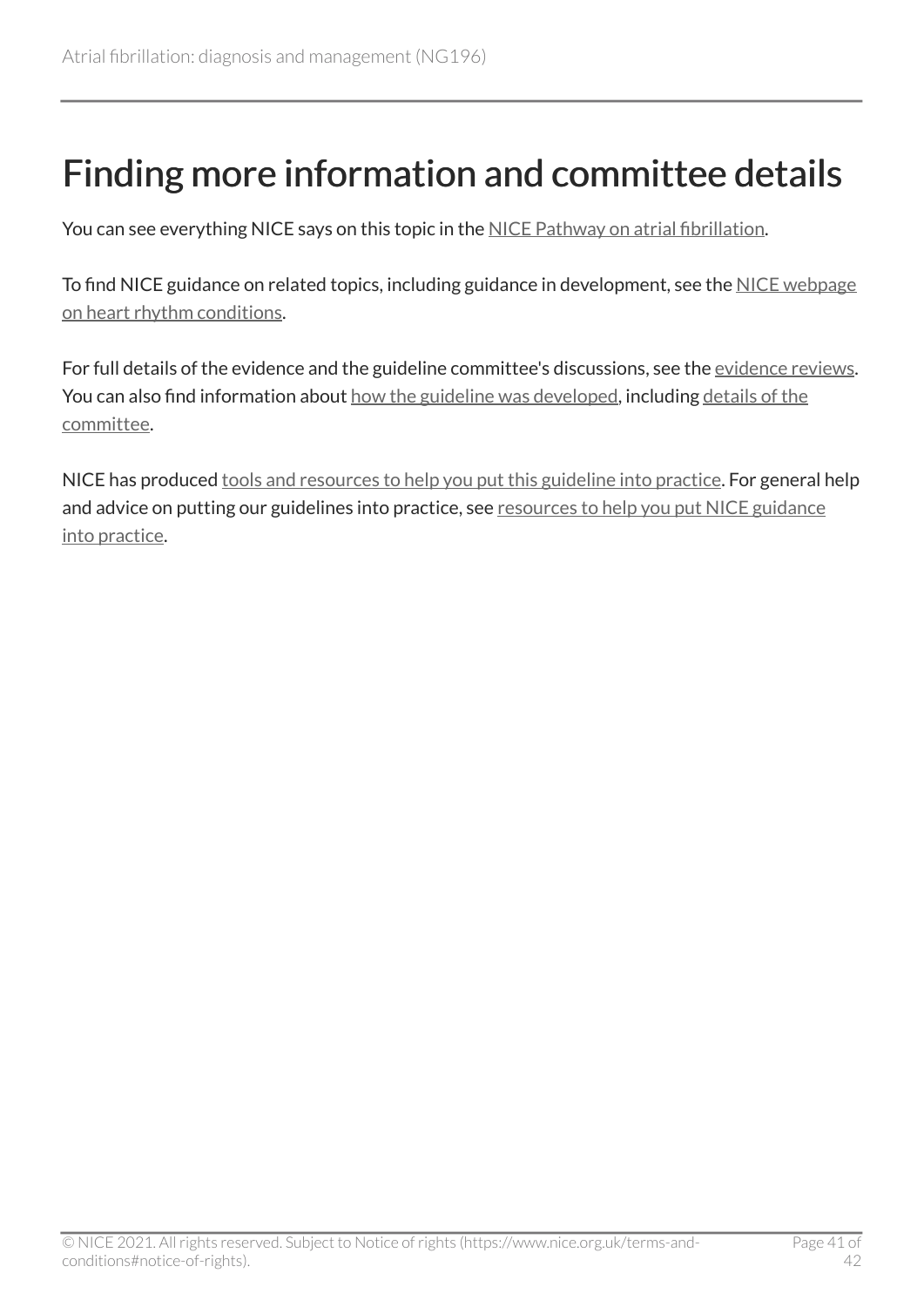# Finding more information and committee details

You can see everything NICE says on this topic in the NICE Pathway on atrial fibrillation.

To find NICE guidance on related topics, including guidance in development, see the NICE webpage on heart rhythm conditions.

For full details of the evidence and the guideline committee's discussions, see the evidence reviews. You can also find information about how the guideline was developed, including details of the committee.

NICE has produced tools and resources to help you put this guideline into practice. For general help and advice on putting our guidelines into practice, see resources to help you put NICE guidance into practice.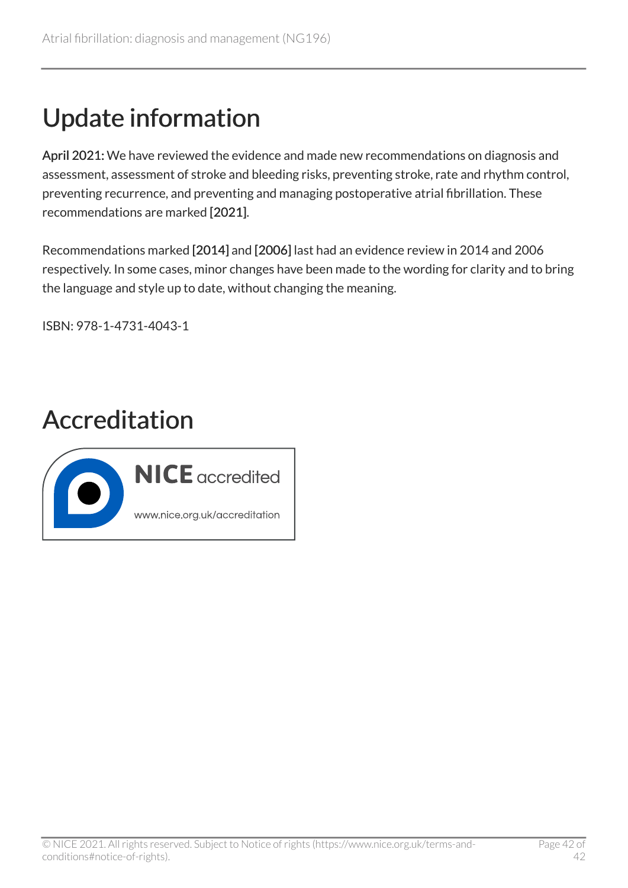## Update information

**April 2021:** We have reviewed the evidence and made new recommendations on diagnosis and assessment, assessment of stroke and bleeding risks, preventing stroke, rate and rhythm control, preventing recurrence, and preventing and managing postoperative atrial fibrillation. These recommendations are marked **[2021]**.

Recommendations marked **[2014]** and **[2006]** last had an evidence review in 2014 and 2006 respectively. In some cases, minor changes have been made to the wording for clarity and to bring the language and style up to date, without changing the meaning.

ISBN: 978-1-4731-4043-1

## Accreditation

NICE accredited

www.nice.org.uk/accreditation